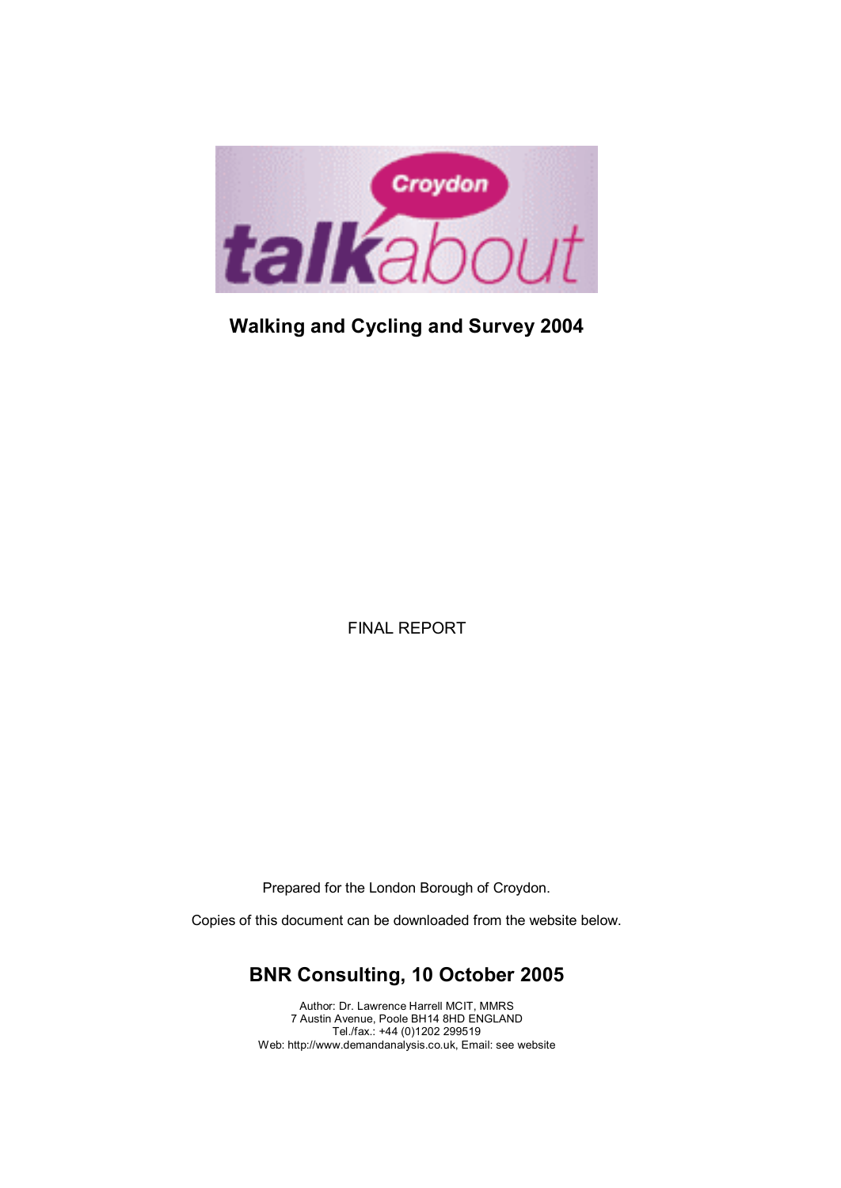Croydon talkabout

# Walking and Cycling and Survey 2004

FINAL REPORT

Prepared for the London Borough of Croydon.

Copies of this document can be downloaded from the website below.

## BNR Consulting, 10 October 2005

Author: Dr. Lawrence Harrell MCIT, MMRS
7 Austin Avenue, Poole BH14 8HD ENGLAND
Tel./fax.: +44 (0)1202 299519
Web: http://www.demandanalysis.co.uk, Email: see website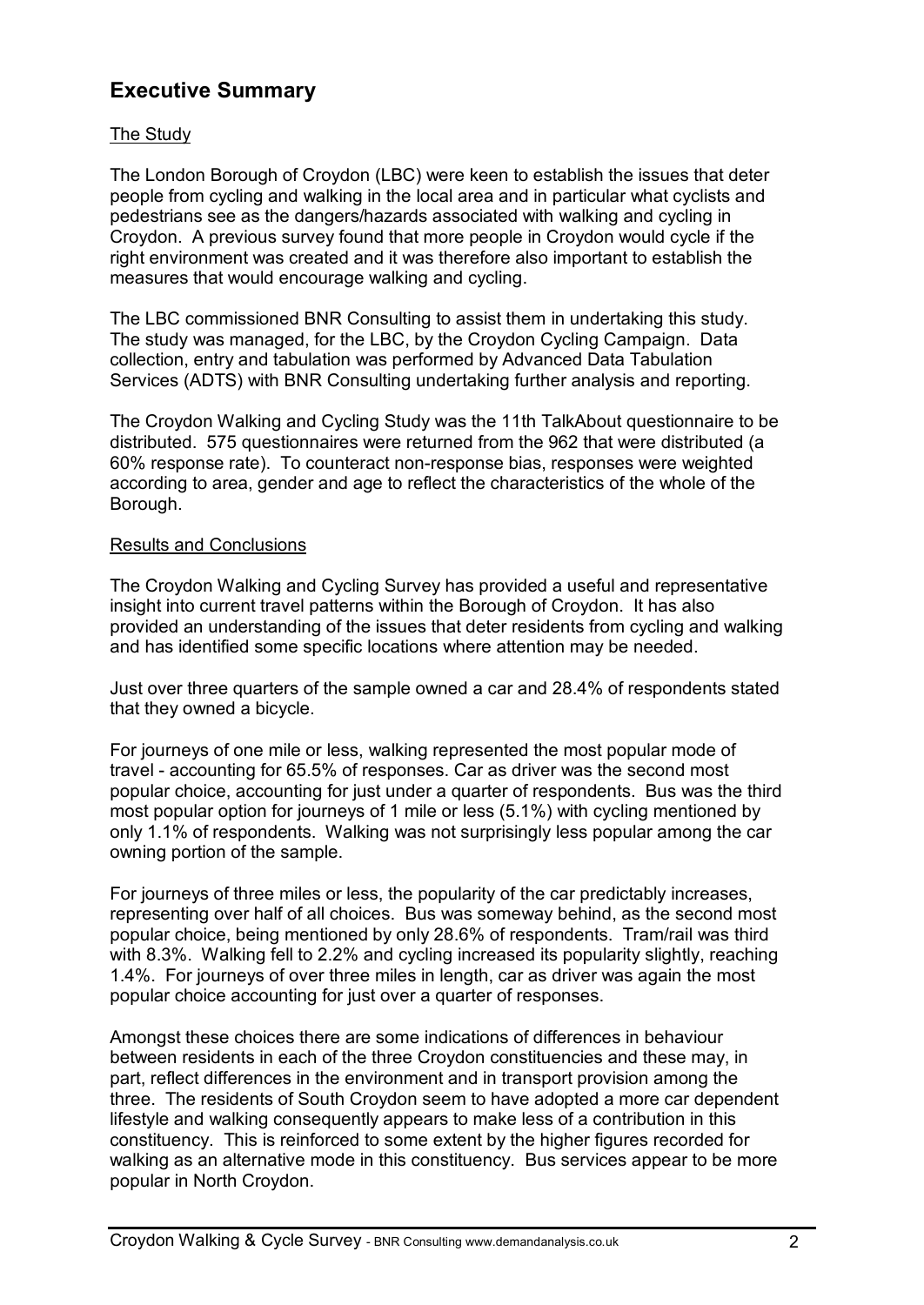## Executive Summary

### The Study

The London Borough of Croydon (LBC) were keen to establish the issues that deter people from cycling and walking in the local area and in particular what cyclists and pedestrians see as the dangers/hazards associated with walking and cycling in Croydon. A previous survey found that more people in Croydon would cycle if the right environment was created and it was therefore also important to establish the measures that would encourage walking and cycling.

The LBC commissioned BNR Consulting to assist them in undertaking this study. The study was managed, for the LBC, by the Croydon Cycling Campaign. Data collection, entry and tabulation was performed by Advanced Data Tabulation Services (ADTS) with BNR Consulting undertaking further analysis and reporting.

The Croydon Walking and Cycling Study was the 11th TalkAbout questionnaire to be distributed. 575 questionnaires were returned from the 962 that were distributed (a 60% response rate). To counteract non-response bias, responses were weighted according to area, gender and age to reflect the characteristics of the whole of the Borough.

### Results and Conclusions

The Croydon Walking and Cycling Survey has provided a useful and representative insight into current travel patterns within the Borough of Croydon. It has also provided an understanding of the issues that deter residents from cycling and walking and has identified some specific locations where attention may be needed.

Just over three quarters of the sample owned a car and 28.4% of respondents stated that they owned a bicycle.

For journeys of one mile or less, walking represented the most popular mode of travel - accounting for 65.5% of responses. Car as driver was the second most popular choice, accounting for just under a quarter of respondents. Bus was the third most popular option for journeys of 1 mile or less (5.1%) with cycling mentioned by only 1.1% of respondents. Walking was not surprisingly less popular among the car owning portion of the sample.

For journeys of three miles or less, the popularity of the car predictably increases, representing over half of all choices. Bus was someway behind, as the second most popular choice, being mentioned by only 28.6% of respondents. Tram/rail was third with 8.3%. Walking fell to 2.2% and cycling increased its popularity slightly, reaching 1.4%. For journeys of over three miles in length, car as driver was again the most popular choice accounting for just over a quarter of responses.

Amongst these choices there are some indications of differences in behaviour between residents in each of the three Croydon constituencies and these may, in part, reflect differences in the environment and in transport provision among the three. The residents of South Croydon seem to have adopted a more car dependent lifestyle and walking consequently appears to make less of a contribution in this constituency. This is reinforced to some extent by the higher figures recorded for walking as an alternative mode in this constituency. Bus services appear to be more popular in North Croydon.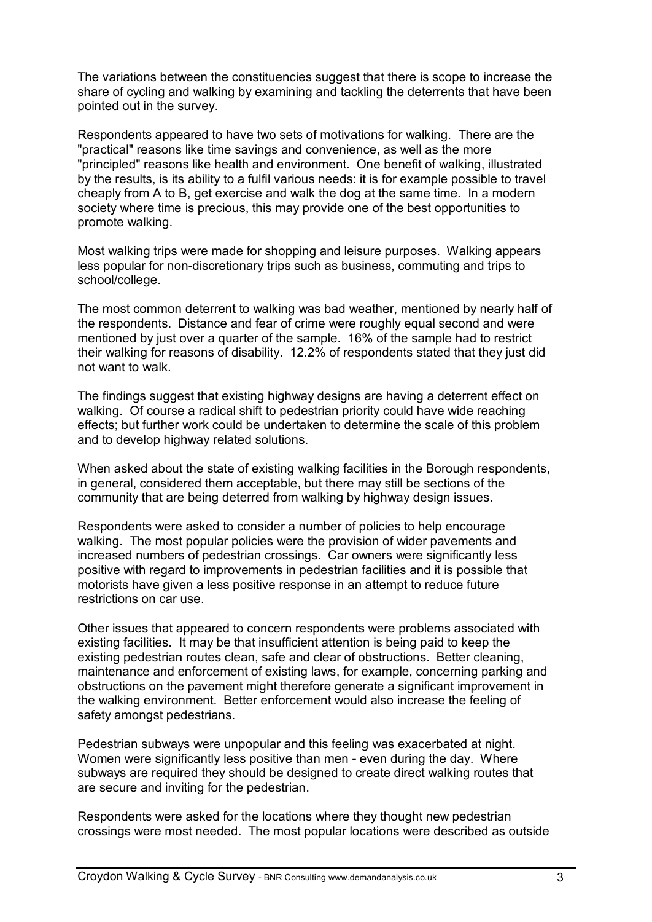The variations between the constituencies suggest that there is scope to increase the share of cycling and walking by examining and tackling the deterrents that have been pointed out in the survey.

Respondents appeared to have two sets of motivations for walking. There are the "practical" reasons like time savings and convenience, as well as the more "principled" reasons like health and environment. One benefit of walking, illustrated by the results, is its ability to a fulfil various needs: it is for example possible to travel cheaply from A to B, get exercise and walk the dog at the same time. In a modern society where time is precious, this may provide one of the best opportunities to promote walking.

Most walking trips were made for shopping and leisure purposes. Walking appears less popular for non-discretionary trips such as business, commuting and trips to school/college.

The most common deterrent to walking was bad weather, mentioned by nearly half of the respondents. Distance and fear of crime were roughly equal second and were mentioned by just over a quarter of the sample. 16% of the sample had to restrict their walking for reasons of disability. 12.2% of respondents stated that they just did not want to walk.

The findings suggest that existing highway designs are having a deterrent effect on walking. Of course a radical shift to pedestrian priority could have wide reaching effects; but further work could be undertaken to determine the scale of this problem and to develop highway related solutions.

When asked about the state of existing walking facilities in the Borough respondents, in general, considered them acceptable, but there may still be sections of the community that are being deterred from walking by highway design issues.

Respondents were asked to consider a number of policies to help encourage walking. The most popular policies were the provision of wider pavements and increased numbers of pedestrian crossings. Car owners were significantly less positive with regard to improvements in pedestrian facilities and it is possible that motorists have given a less positive response in an attempt to reduce future restrictions on car use.

Other issues that appeared to concern respondents were problems associated with existing facilities. It may be that insufficient attention is being paid to keep the existing pedestrian routes clean, safe and clear of obstructions. Better cleaning, maintenance and enforcement of existing laws, for example, concerning parking and obstructions on the pavement might therefore generate a significant improvement in the walking environment. Better enforcement would also increase the feeling of safety amongst pedestrians.

Pedestrian subways were unpopular and this feeling was exacerbated at night. Women were significantly less positive than men - even during the day. Where subways are required they should be designed to create direct walking routes that are secure and inviting for the pedestrian.

Respondents were asked for the locations where they thought new pedestrian crossings were most needed. The most popular locations were described as outside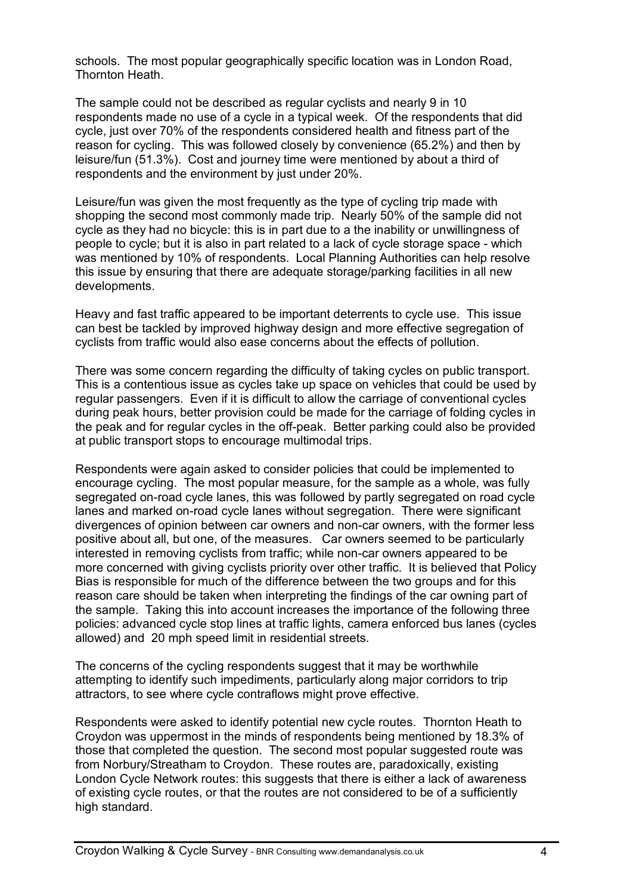schools. The most popular geographically specific location was in London Road, Thornton Heath.

The sample could not be described as regular cyclists and nearly 9 in 10 respondents made no use of a cycle in a typical week. Of the respondents that did cycle, just over 70% of the respondents considered health and fitness part of the reason for cycling. This was followed closely by convenience (65.2%) and then by leisure/fun (51.3%). Cost and journey time were mentioned by about a third of respondents and the environment by just under 20%.

Leisure/fun was given the most frequently as the type of cycling trip made with shopping the second most commonly made trip. Nearly 50% of the sample did not cycle as they had no bicycle: this is in part due to a the inability or unwillingness of people to cycle; but it is also in part related to a lack of cycle storage space - which was mentioned by 10% of respondents. Local Planning Authorities can help resolve this issue by ensuring that there are adequate storage/parking facilities in all new developments.

Heavy and fast traffic appeared to be important deterrents to cycle use. This issue can best be tackled by improved highway design and more effective segregation of cyclists from traffic would also ease concerns about the effects of pollution.

There was some concern regarding the difficulty of taking cycles on public transport. This is a contentious issue as cycles take up space on vehicles that could be used by regular passengers. Even if it is difficult to allow the carriage of conventional cycles during peak hours, better provision could be made for the carriage of folding cycles in the peak and for regular cycles in the off-peak. Better parking could also be provided at public transport stops to encourage multimodal trips.

Respondents were again asked to consider policies that could be implemented to encourage cycling. The most popular measure, for the sample as a whole, was fully segregated on-road cycle lanes, this was followed by partly segregated on road cycle lanes and marked on-road cycle lanes without segregation. There were significant divergences of opinion between car owners and non-car owners, with the former less positive about all, but one, of the measures. Car owners seemed to be particularly interested in removing cyclists from traffic; while non-car owners appeared to be more concerned with giving cyclists priority over other traffic. It is believed that Policy Bias is responsible for much of the difference between the two groups and for this reason care should be taken when interpreting the findings of the car owning part of the sample. Taking this into account increases the importance of the following three policies: advanced cycle stop lines at traffic lights, camera enforced bus lanes (cycles allowed) and 20 mph speed limit in residential streets.

The concerns of the cycling respondents suggest that it may be worthwhile attempting to identify such impediments, particularly along major corridors to trip attractors, to see where cycle contraflows might prove effective.

Respondents were asked to identify potential new cycle routes. Thornton Heath to Croydon was uppermost in the minds of respondents being mentioned by 18.3% of those that completed the question. The second most popular suggested route was from Norbury/Streatham to Croydon. These routes are, paradoxically, existing London Cycle Network routes: this suggests that there is either a lack of awareness of existing cycle routes, or that the routes are not considered to be of a sufficiently high standard.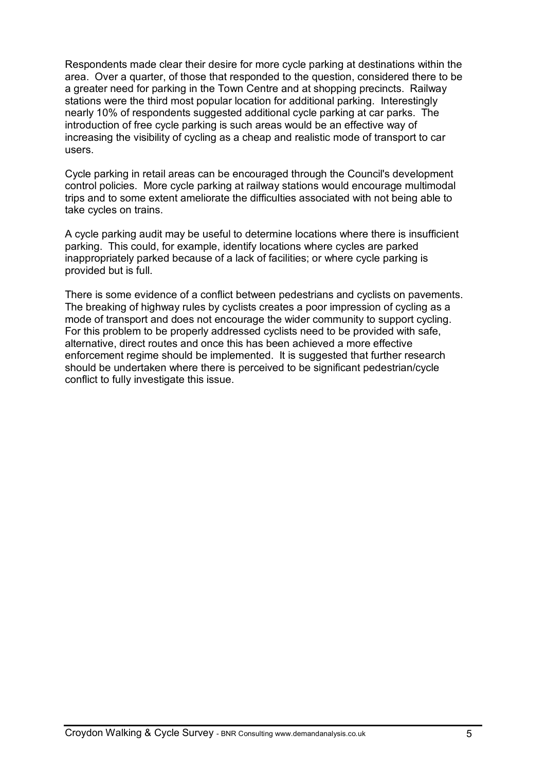Respondents made clear their desire for more cycle parking at destinations within the area. Over a quarter, of those that responded to the question, considered there to be a greater need for parking in the Town Centre and at shopping precincts. Railway stations were the third most popular location for additional parking. Interestingly nearly 10% of respondents suggested additional cycle parking at car parks. The introduction of free cycle parking is such areas would be an effective way of increasing the visibility of cycling as a cheap and realistic mode of transport to car users.

Cycle parking in retail areas can be encouraged through the Council's development control policies. More cycle parking at railway stations would encourage multimodal trips and to some extent ameliorate the difficulties associated with not being able to take cycles on trains.

A cycle parking audit may be useful to determine locations where there is insufficient parking. This could, for example, identify locations where cycles are parked inappropriately parked because of a lack of facilities; or where cycle parking is provided but is full.

There is some evidence of a conflict between pedestrians and cyclists on pavements. The breaking of highway rules by cyclists creates a poor impression of cycling as a mode of transport and does not encourage the wider community to support cycling. For this problem to be properly addressed cyclists need to be provided with safe, alternative, direct routes and once this has been achieved a more effective enforcement regime should be implemented. It is suggested that further research should be undertaken where there is perceived to be significant pedestrian/cycle conflict to fully investigate this issue.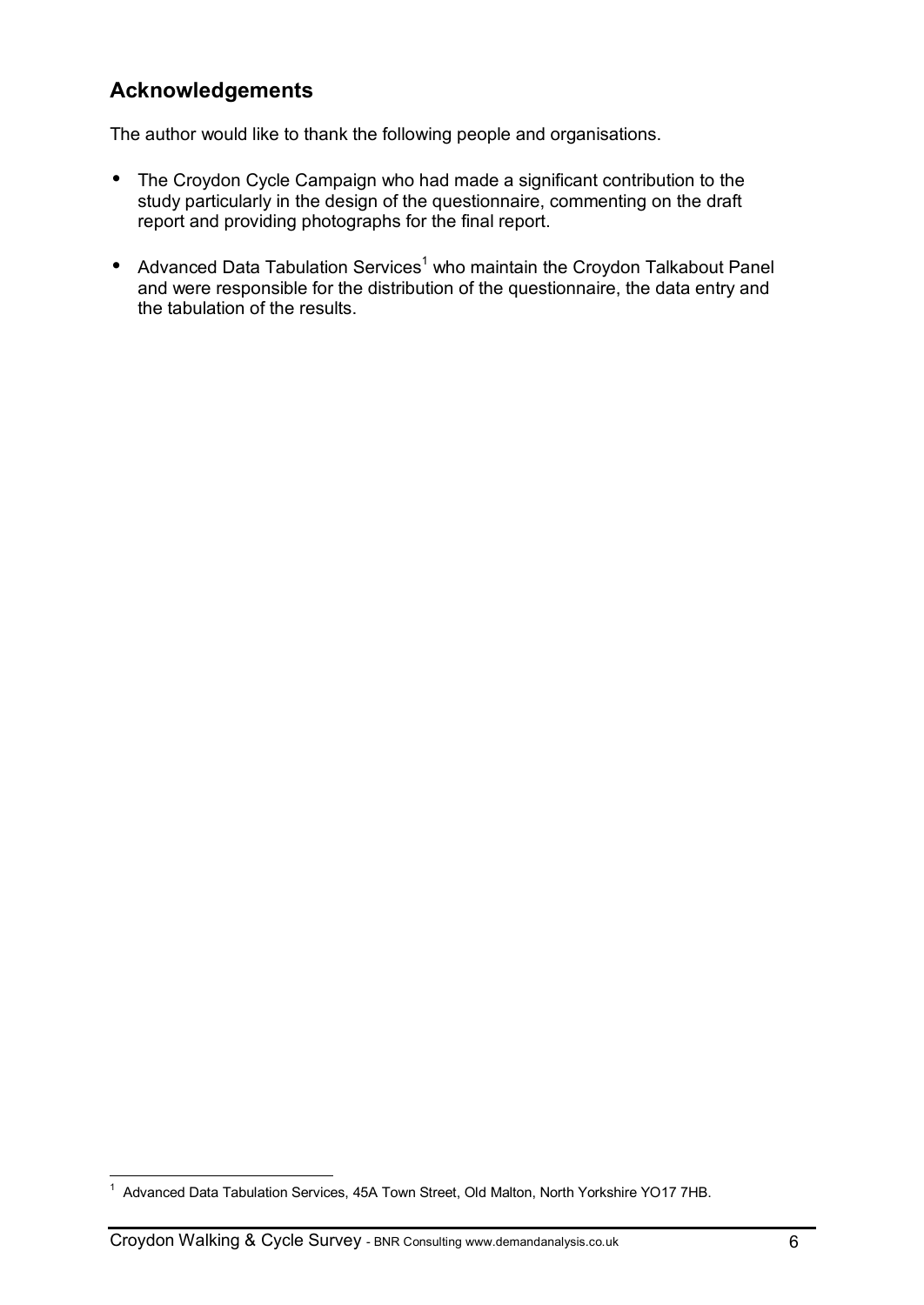## Acknowledgements

The author would like to thank the following people and organisations.

- The Croydon Cycle Campaign who had made a significant contribution to the study particularly in the design of the questionnaire, commenting on the draft report and providing photographs for the final report.
- Advanced Data Tabulation Services[1] who maintain the Croydon Talkabout Panel and were responsible for the distribution of the questionnaire, the data entry and the tabulation of the results.

[1] Advanced Data Tabulation Services, 45A Town Street, Old Malton, North Yorkshire YO17 7HB.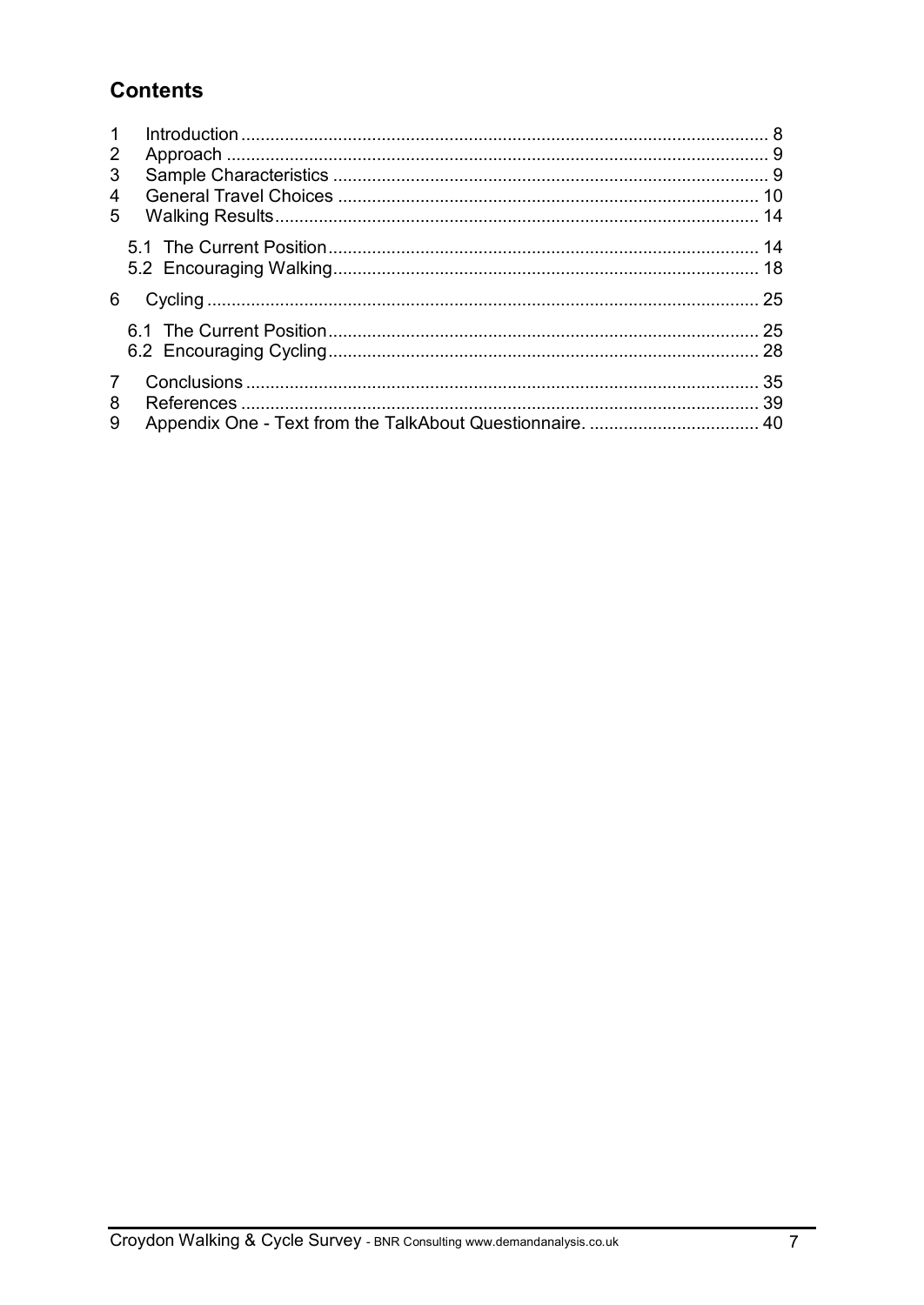## Contents

1 Introduction ........................................................................................................ 8
2 Approach ............................................................................................................ 9
3 Sample Characteristics ...................................................................................... 9
4 General Travel Choices ................................................................................... 10
5 Walking Results................................................................................................ 14

   5.1 The Current Position..................................................................................... 14
   5.2 Encouraging Walking.................................................................................... 18

6 Cycling .............................................................................................................. 25

   6.1 The Current Position..................................................................................... 25
   6.2 Encouraging Cycling..................................................................................... 28

7 Conclusions ...................................................................................................... 35
8 References ....................................................................................................... 39
9 Appendix One - Text from the TalkAbout Questionnaire. .................................. 40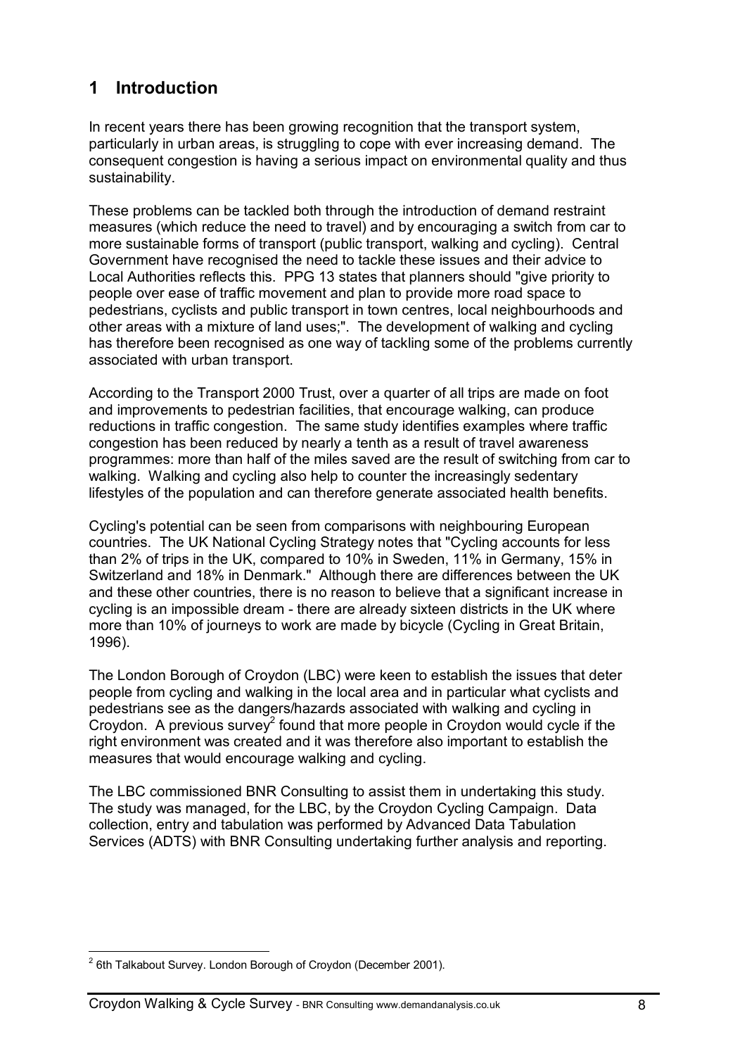# 1 Introduction

In recent years there has been growing recognition that the transport system, particularly in urban areas, is struggling to cope with ever increasing demand. The consequent congestion is having a serious impact on environmental quality and thus sustainability.

These problems can be tackled both through the introduction of demand restraint measures (which reduce the need to travel) and by encouraging a switch from car to more sustainable forms of transport (public transport, walking and cycling). Central Government have recognised the need to tackle these issues and their advice to Local Authorities reflects this. PPG 13 states that planners should "give priority to people over ease of traffic movement and plan to provide more road space to pedestrians, cyclists and public transport in town centres, local neighbourhoods and other areas with a mixture of land uses;". The development of walking and cycling has therefore been recognised as one way of tackling some of the problems currently associated with urban transport.

According to the Transport 2000 Trust, over a quarter of all trips are made on foot and improvements to pedestrian facilities, that encourage walking, can produce reductions in traffic congestion. The same study identifies examples where traffic congestion has been reduced by nearly a tenth as a result of travel awareness programmes: more than half of the miles saved are the result of switching from car to walking. Walking and cycling also help to counter the increasingly sedentary lifestyles of the population and can therefore generate associated health benefits.

Cycling's potential can be seen from comparisons with neighbouring European countries. The UK National Cycling Strategy notes that "Cycling accounts for less than 2% of trips in the UK, compared to 10% in Sweden, 11% in Germany, 15% in Switzerland and 18% in Denmark." Although there are differences between the UK and these other countries, there is no reason to believe that a significant increase in cycling is an impossible dream - there are already sixteen districts in the UK where more than 10% of journeys to work are made by bicycle (Cycling in Great Britain, 1996).

The London Borough of Croydon (LBC) were keen to establish the issues that deter people from cycling and walking in the local area and in particular what cyclists and pedestrians see as the dangers/hazards associated with walking and cycling in Croydon. A previous survey[2] found that more people in Croydon would cycle if the right environment was created and it was therefore also important to establish the measures that would encourage walking and cycling.

The LBC commissioned BNR Consulting to assist them in undertaking this study. The study was managed, for the LBC, by the Croydon Cycling Campaign. Data collection, entry and tabulation was performed by Advanced Data Tabulation Services (ADTS) with BNR Consulting undertaking further analysis and reporting.

[2] 6th Talkabout Survey. London Borough of Croydon (December 2001).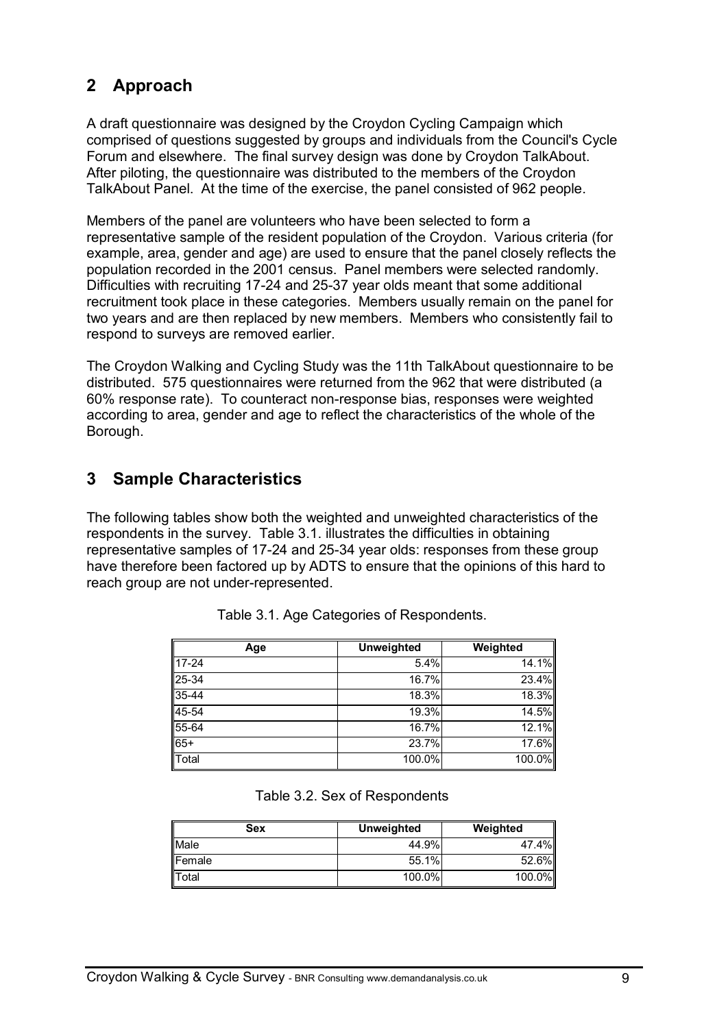## 2 Approach

A draft questionnaire was designed by the Croydon Cycling Campaign which comprised of questions suggested by groups and individuals from the Council's Cycle Forum and elsewhere. The final survey design was done by Croydon TalkAbout. After piloting, the questionnaire was distributed to the members of the Croydon TalkAbout Panel. At the time of the exercise, the panel consisted of 962 people.

Members of the panel are volunteers who have been selected to form a representative sample of the resident population of the Croydon. Various criteria (for example, area, gender and age) are used to ensure that the panel closely reflects the population recorded in the 2001 census. Panel members were selected randomly. Difficulties with recruiting 17-24 and 25-37 year olds meant that some additional recruitment took place in these categories. Members usually remain on the panel for two years and are then replaced by new members. Members who consistently fail to respond to surveys are removed earlier.

The Croydon Walking and Cycling Study was the 11th TalkAbout questionnaire to be distributed. 575 questionnaires were returned from the 962 that were distributed (a 60% response rate). To counteract non-response bias, responses were weighted according to area, gender and age to reflect the characteristics of the whole of the Borough.

## 3 Sample Characteristics

The following tables show both the weighted and unweighted characteristics of the respondents in the survey. Table 3.1. illustrates the difficulties in obtaining representative samples of 17-24 and 25-34 year olds: responses from these group have therefore been factored up by ADTS to ensure that the opinions of this hard to reach group are not under-represented.

Table 3.1. Age Categories of Respondents.

| Age | Unweighted | Weighted |
|---|---|---|
| 17-24 | 5.4% | 14.1% |
| 25-34 | 16.7% | 23.4% |
| 35-44 | 18.3% | 18.3% |
| 45-54 | 19.3% | 14.5% |
| 55-64 | 16.7% | 12.1% |
| 65+ | 23.7% | 17.6% |
| Total | 100.0% | 100.0% |

Table 3.2. Sex of Respondents

| Sex | Unweighted | Weighted |
|---|---|---|
| Male | 44.9% | 47.4% |
| Female | 55.1% | 52.6% |
| Total | 100.0% | 100.0% |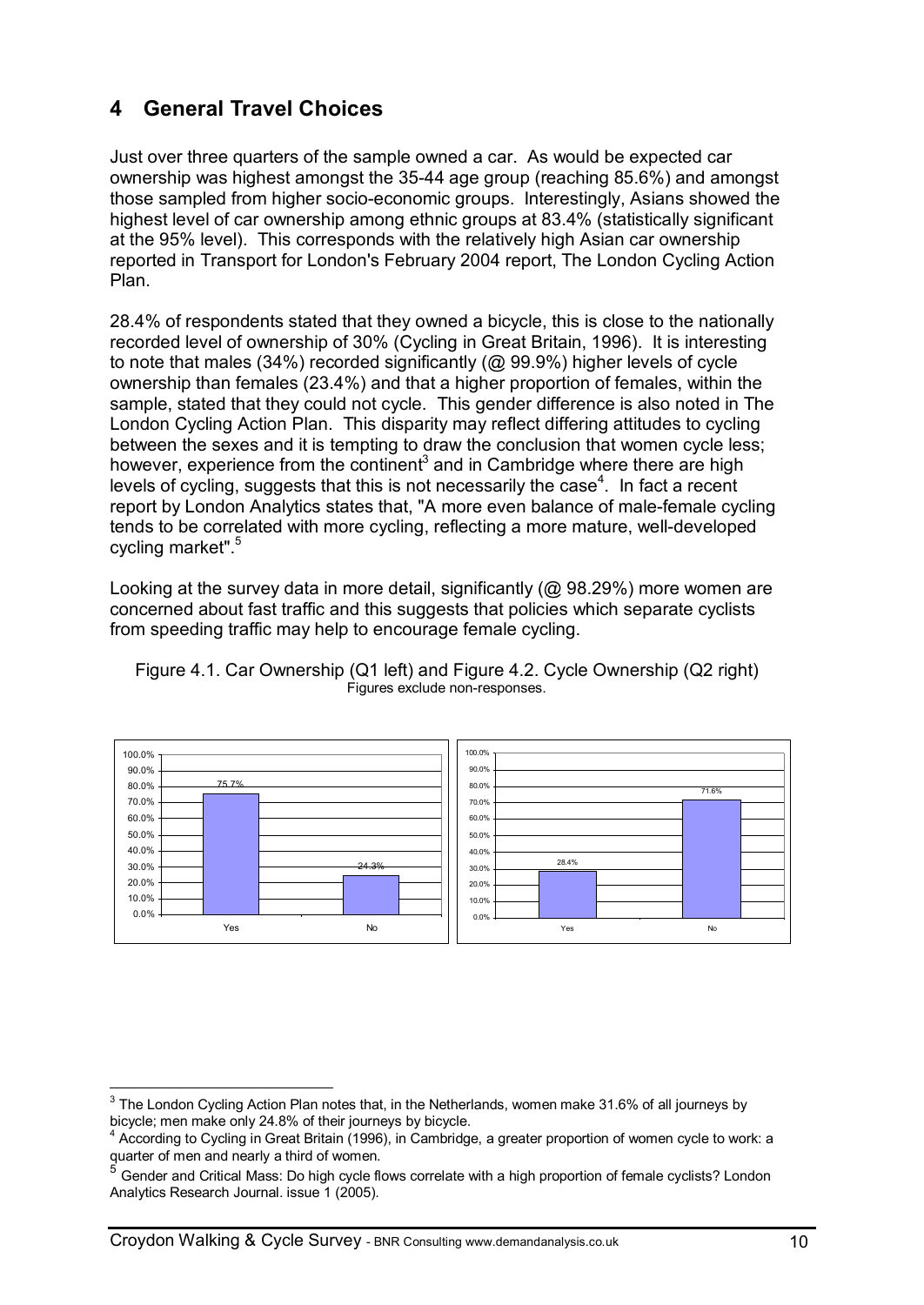## 4 General Travel Choices

Just over three quarters of the sample owned a car. As would be expected car ownership was highest amongst the 35-44 age group (reaching 85.6%) and amongst those sampled from higher socio-economic groups. Interestingly, Asians showed the highest level of car ownership among ethnic groups at 83.4% (statistically significant at the 95% level). This corresponds with the relatively high Asian car ownership reported in Transport for London's February 2004 report, The London Cycling Action Plan.

28.4% of respondents stated that they owned a bicycle, this is close to the nationally recorded level of ownership of 30% (Cycling in Great Britain, 1996). It is interesting to note that males (34%) recorded significantly (@ 99.9%) higher levels of cycle ownership than females (23.4%) and that a higher proportion of females, within the sample, stated that they could not cycle. This gender difference is also noted in The London Cycling Action Plan. This disparity may reflect differing attitudes to cycling between the sexes and it is tempting to draw the conclusion that women cycle less; however, experience from the continent[3] and in Cambridge where there are high levels of cycling, suggests that this is not necessarily the case[4]. In fact a recent report by London Analytics states that, "A more even balance of male-female cycling tends to be correlated with more cycling, reflecting a more mature, well-developed cycling market".[5]

Looking at the survey data in more detail, significantly (@ 98.29%) more women are concerned about fast traffic and this suggests that policies which separate cyclists from speeding traffic may help to encourage female cycling.

Figure 4.1. Car Ownership (Q1 left) and Figure 4.2. Cycle Ownership (Q2 right)
Figures exclude non-responses.

| Response | Car Ownership (Q1) | Cycle Ownership (Q2) |
|---|---|---|
| Yes | 75.7% | 28.4% |
| No | 24.3% | 71.6% |

[3] The London Cycling Action Plan notes that, in the Netherlands, women make 31.6% of all journeys by bicycle; men make only 24.8% of their journeys by bicycle.

[4] According to Cycling in Great Britain (1996), in Cambridge, a greater proportion of women cycle to work: a quarter of men and nearly a third of women.

[5] Gender and Critical Mass: Do high cycle flows correlate with a high proportion of female cyclists? London Analytics Research Journal. issue 1 (2005).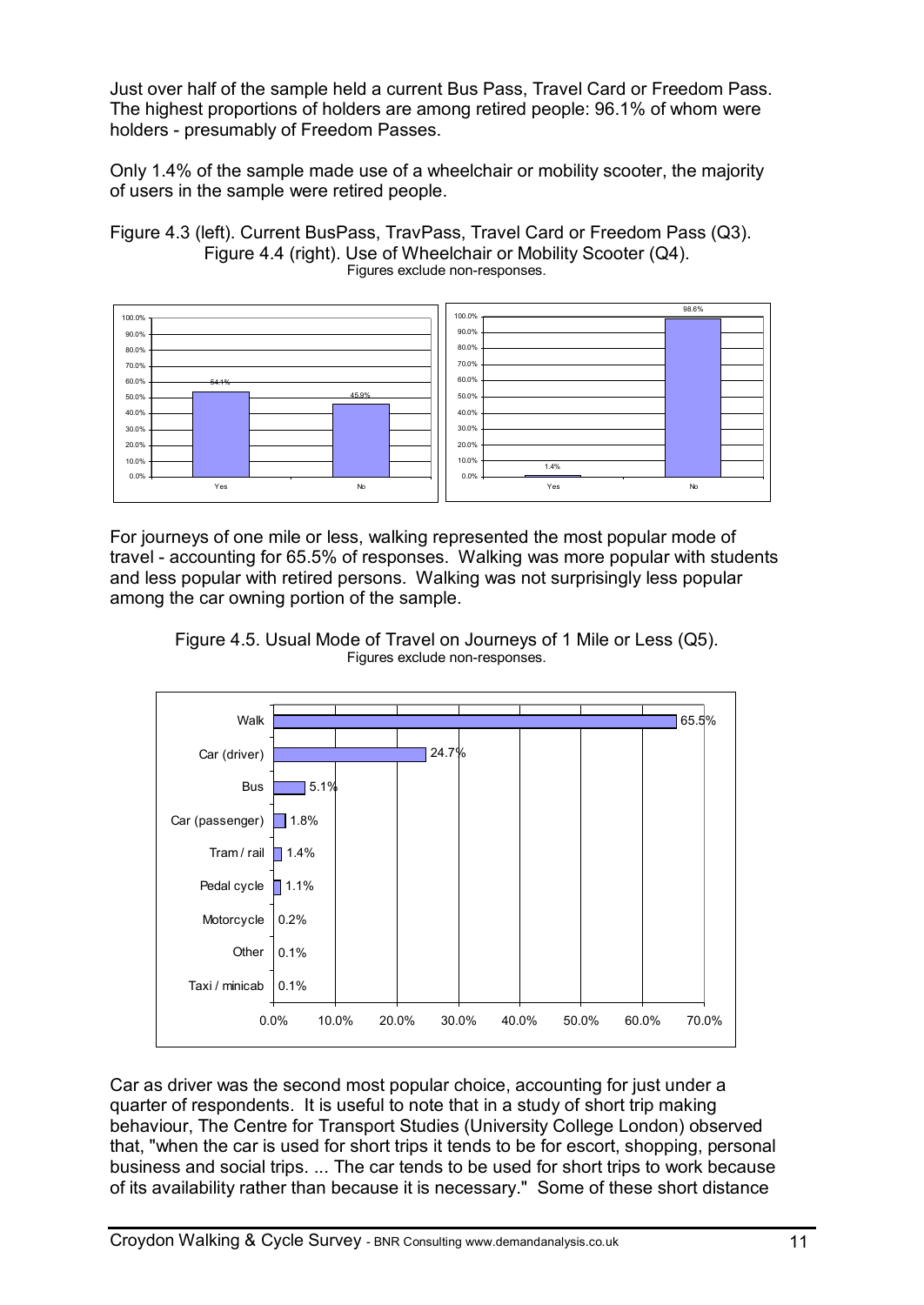Just over half of the sample held a current Bus Pass, Travel Card or Freedom Pass. The highest proportions of holders are among retired people: 96.1% of whom were holders - presumably of Freedom Passes.

Only 1.4% of the sample made use of a wheelchair or mobility scooter, the majority of users in the sample were retired people.

Figure 4.3 (left). Current BusPass, TravPass, Travel Card or Freedom Pass (Q3).
Figure 4.4 (right). Use of Wheelchair or Mobility Scooter (Q4).
Figures exclude non-responses.

| | Figure 4.3 | Figure 4.4 |
|---|---|---|
| Yes | 54.1% | 1.4% |
| No | 45.9% | 98.6% |

For journeys of one mile or less, walking represented the most popular mode of travel - accounting for 65.5% of responses. Walking was more popular with students and less popular with retired persons. Walking was not surprisingly less popular among the car owning portion of the sample.

Figure 4.5. Usual Mode of Travel on Journeys of 1 Mile or Less (Q5).
Figures exclude non-responses.

| Mode | % |
|---|---|
| Walk | 65.5% |
| Car (driver) | 24.7% |
| Bus | 5.1% |
| Car (passenger) | 1.8% |
| Tram / rail | 1.4% |
| Pedal cycle | 1.1% |
| Motorcycle | 0.2% |
| Other | 0.1% |
| Taxi / minicab | 0.1% |

Car as driver was the second most popular choice, accounting for just under a quarter of respondents. It is useful to note that in a study of short trip making behaviour, The Centre for Transport Studies (University College London) observed that, "when the car is used for short trips it tends to be for escort, shopping, personal business and social trips. ... The car tends to be used for short trips to work because of its availability rather than because it is necessary." Some of these short distance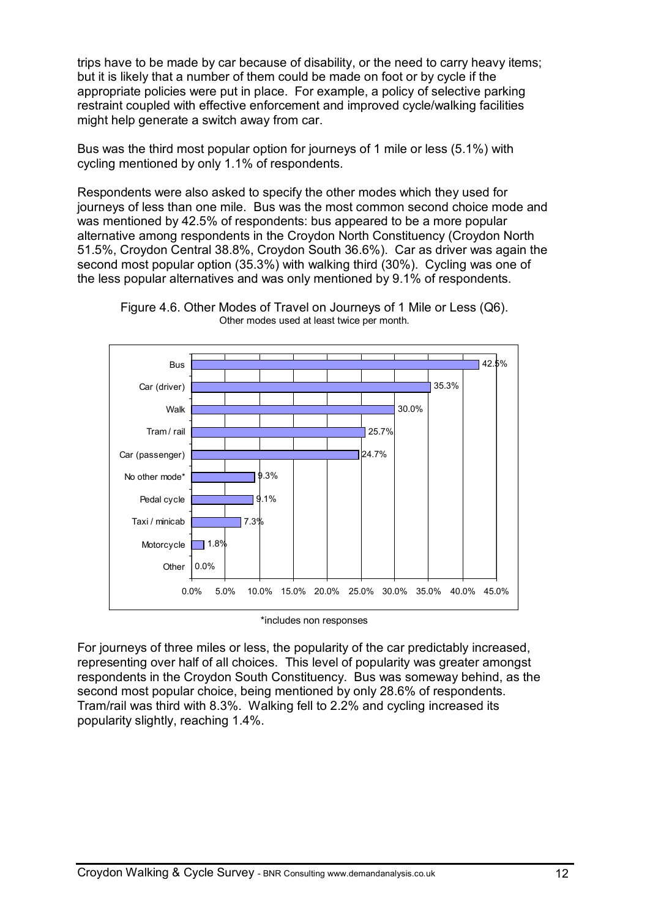trips have to be made by car because of disability, or the need to carry heavy items; but it is likely that a number of them could be made on foot or by cycle if the appropriate policies were put in place. For example, a policy of selective parking restraint coupled with effective enforcement and improved cycle/walking facilities might help generate a switch away from car.

Bus was the third most popular option for journeys of 1 mile or less (5.1%) with cycling mentioned by only 1.1% of respondents.

Respondents were also asked to specify the other modes which they used for journeys of less than one mile. Bus was the most common second choice mode and was mentioned by 42.5% of respondents: bus appeared to be a more popular alternative among respondents in the Croydon North Constituency (Croydon North 51.5%, Croydon Central 38.8%, Croydon South 36.6%). Car as driver was again the second most popular option (35.3%) with walking third (30%). Cycling was one of the less popular alternatives and was only mentioned by 9.1% of respondents.

Figure 4.6. Other Modes of Travel on Journeys of 1 Mile or Less (Q6).
Other modes used at least twice per month.

| Mode | Percentage |
|---|---|
| Bus | 42.5% |
| Car (driver) | 35.3% |
| Walk | 30.0% |
| Tram / rail | 25.7% |
| Car (passenger) | 24.7% |
| No other mode* | 9.3% |
| Pedal cycle | 9.1% |
| Taxi / minicab | 7.3% |
| Motorcycle | 1.8% |
| Other | 0.0% |

*includes non responses

For journeys of three miles or less, the popularity of the car predictably increased, representing over half of all choices. This level of popularity was greater amongst respondents in the Croydon South Constituency. Bus was someway behind, as the second most popular choice, being mentioned by only 28.6% of respondents. Tram/rail was third with 8.3%. Walking fell to 2.2% and cycling increased its popularity slightly, reaching 1.4%.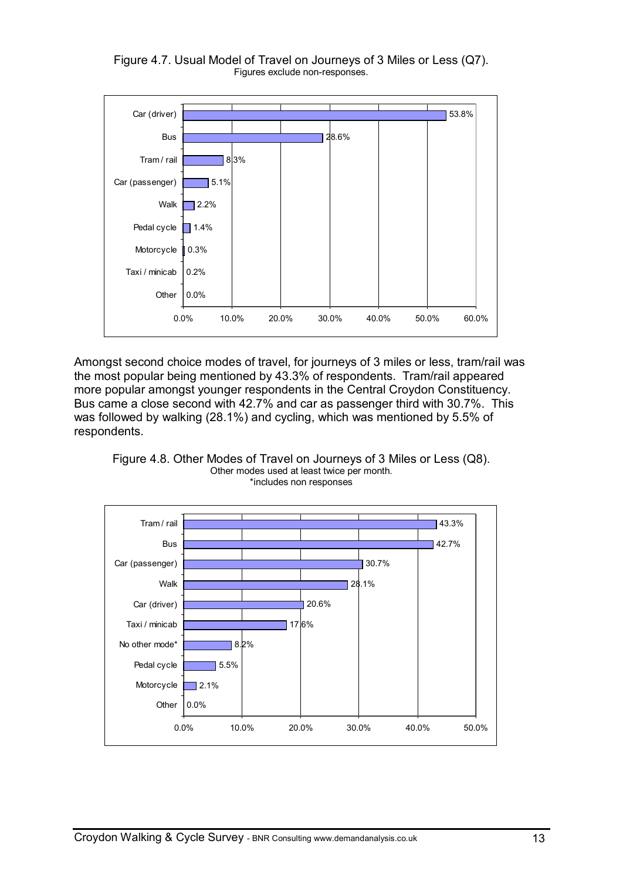Figure 4.7. Usual Model of Travel on Journeys of 3 Miles or Less (Q7).
Figures exclude non-responses.

| Mode | % |
|---|---|
| Car (driver) | 53.8% |
| Bus | 28.6% |
| Tram / rail | 8.3% |
| Car (passenger) | 5.1% |
| Walk | 2.2% |
| Pedal cycle | 1.4% |
| Motorcycle | 0.3% |
| Taxi / minicab | 0.2% |
| Other | 0.0% |

Amongst second choice modes of travel, for journeys of 3 miles or less, tram/rail was the most popular being mentioned by 43.3% of respondents. Tram/rail appeared more popular amongst younger respondents in the Central Croydon Constituency. Bus came a close second with 42.7% and car as passenger third with 30.7%. This was followed by walking (28.1%) and cycling, which was mentioned by 5.5% of respondents.

Figure 4.8. Other Modes of Travel on Journeys of 3 Miles or Less (Q8).
Other modes used at least twice per month.
*includes non responses

| Mode | % |
|---|---|
| Tram / rail | 43.3% |
| Bus | 42.7% |
| Car (passenger) | 30.7% |
| Walk | 28.1% |
| Car (driver) | 20.6% |
| Taxi / minicab | 17.6% |
| No other mode* | 8.2% |
| Pedal cycle | 5.5% |
| Motorcycle | 2.1% |
| Other | 0.0% |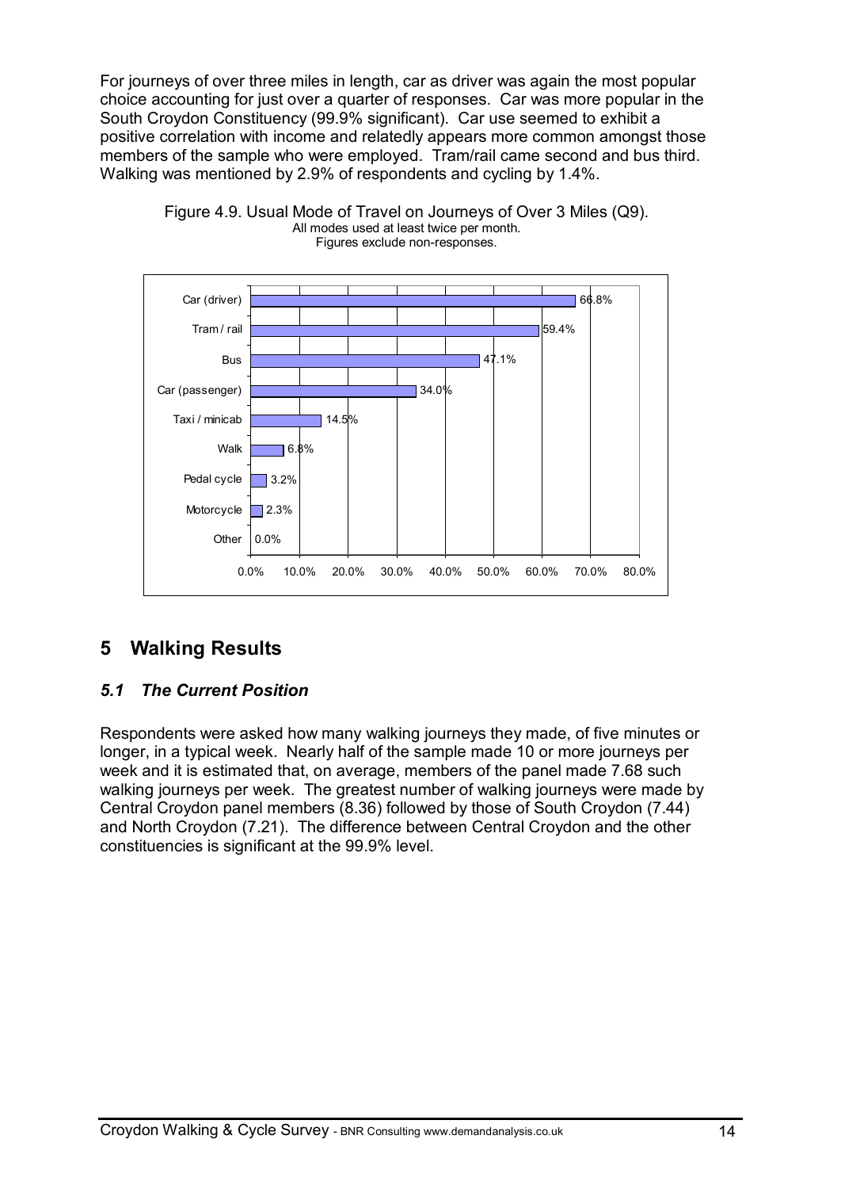For journeys of over three miles in length, car as driver was again the most popular choice accounting for just over a quarter of responses. Car was more popular in the South Croydon Constituency (99.9% significant). Car use seemed to exhibit a positive correlation with income and relatedly appears more common amongst those members of the sample who were employed. Tram/rail came second and bus third. Walking was mentioned by 2.9% of respondents and cycling by 1.4%.

Figure 4.9. Usual Mode of Travel on Journeys of Over 3 Miles (Q9).
All modes used at least twice per month.
Figures exclude non-responses.

| Mode | % |
|---|---|
| Car (driver) | 66.8% |
| Tram / rail | 59.4% |
| Bus | 47.1% |
| Car (passenger) | 34.0% |
| Taxi / minicab | 14.5% |
| Walk | 6.8% |
| Pedal cycle | 3.2% |
| Motorcycle | 2.3% |
| Other | 0.0% |

## 5 Walking Results

### *5.1 The Current Position*

Respondents were asked how many walking journeys they made, of five minutes or longer, in a typical week. Nearly half of the sample made 10 or more journeys per week and it is estimated that, on average, members of the panel made 7.68 such walking journeys per week. The greatest number of walking journeys were made by Central Croydon panel members (8.36) followed by those of South Croydon (7.44) and North Croydon (7.21). The difference between Central Croydon and the other constituencies is significant at the 99.9% level.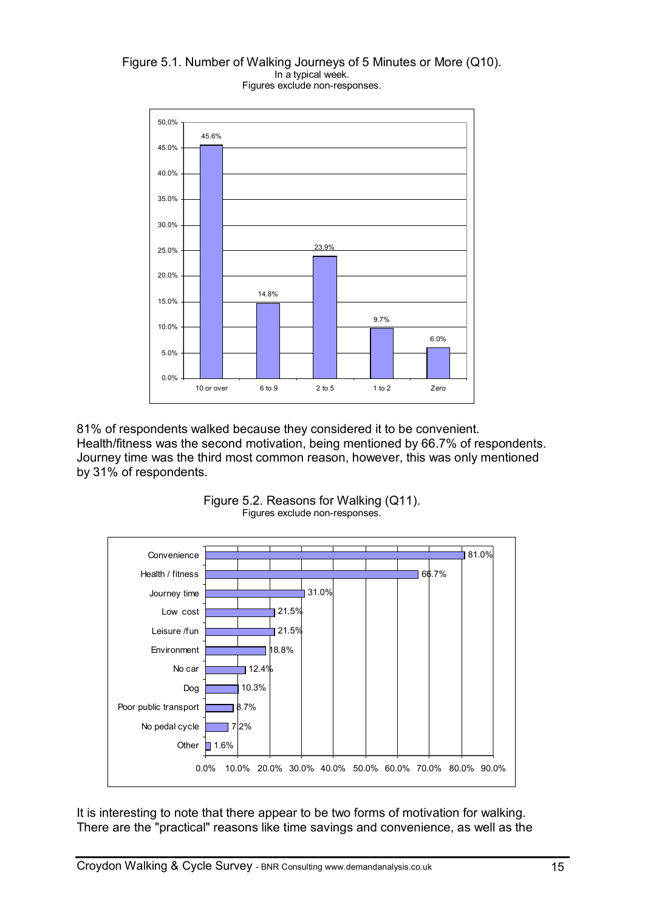Figure 5.1. Number of Walking Journeys of 5 Minutes or More (Q10).
In a typical week.
Figures exclude non-responses.

| Number of journeys | Percentage |
|---|---|
| 10 or over | 45.6% |
| 6 to 9 | 14.8% |
| 2 to 5 | 23.9% |
| 1 to 2 | 9.7% |
| Zero | 6.0% |

81% of respondents walked because they considered it to be convenient. Health/fitness was the second motivation, being mentioned by 66.7% of respondents. Journey time was the third most common reason, however, this was only mentioned by 31% of respondents.

Figure 5.2. Reasons for Walking (Q11).
Figures exclude non-responses.

| Reason | Percentage |
|---|---|
| Convenience | 81.0% |
| Health / fitness | 66.7% |
| Journey time | 31.0% |
| Low cost | 21.5% |
| Leisure /fun | 21.5% |
| Environment | 18.8% |
| No car | 12.4% |
| Dog | 10.3% |
| Poor public transport | 8.7% |
| No pedal cycle | 7.2% |
| Other | 1.6% |

It is interesting to note that there appear to be two forms of motivation for walking. There are the "practical" reasons like time savings and convenience, as well as the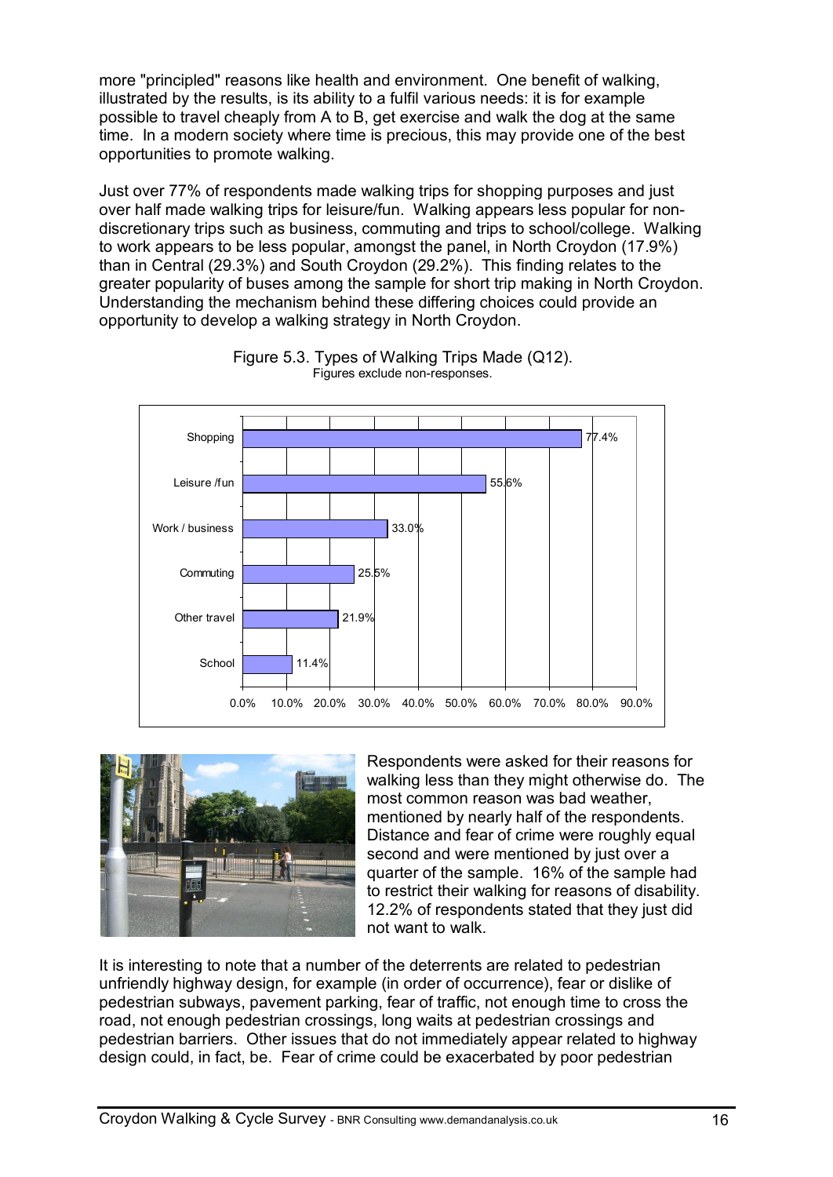more "principled" reasons like health and environment. One benefit of walking, illustrated by the results, is its ability to a fulfil various needs: it is for example possible to travel cheaply from A to B, get exercise and walk the dog at the same time. In a modern society where time is precious, this may provide one of the best opportunities to promote walking.

Just over 77% of respondents made walking trips for shopping purposes and just over half made walking trips for leisure/fun. Walking appears less popular for non-discretionary trips such as business, commuting and trips to school/college. Walking to work appears to be less popular, amongst the panel, in North Croydon (17.9%) than in Central (29.3%) and South Croydon (29.2%). This finding relates to the greater popularity of buses among the sample for short trip making in North Croydon. Understanding the mechanism behind these differing choices could provide an opportunity to develop a walking strategy in North Croydon.

Figure 5.3. Types of Walking Trips Made (Q12).
Figures exclude non-responses.

| Trip type | % |
|---|---|
| Shopping | 77.4% |
| Leisure /fun | 55.6% |
| Work / business | 33.0% |
| Commuting | 25.5% |
| Other travel | 21.9% |
| School | 11.4% |

Respondents were asked for their reasons for walking less than they might otherwise do. The most common reason was bad weather, mentioned by nearly half of the respondents. Distance and fear of crime were roughly equal second and were mentioned by just over a quarter of the sample. 16% of the sample had to restrict their walking for reasons of disability. 12.2% of respondents stated that they just did not want to walk.

It is interesting to note that a number of the deterrents are related to pedestrian unfriendly highway design, for example (in order of occurrence), fear or dislike of pedestrian subways, pavement parking, fear of traffic, not enough time to cross the road, not enough pedestrian crossings, long waits at pedestrian crossings and pedestrian barriers. Other issues that do not immediately appear related to highway design could, in fact, be. Fear of crime could be exacerbated by poor pedestrian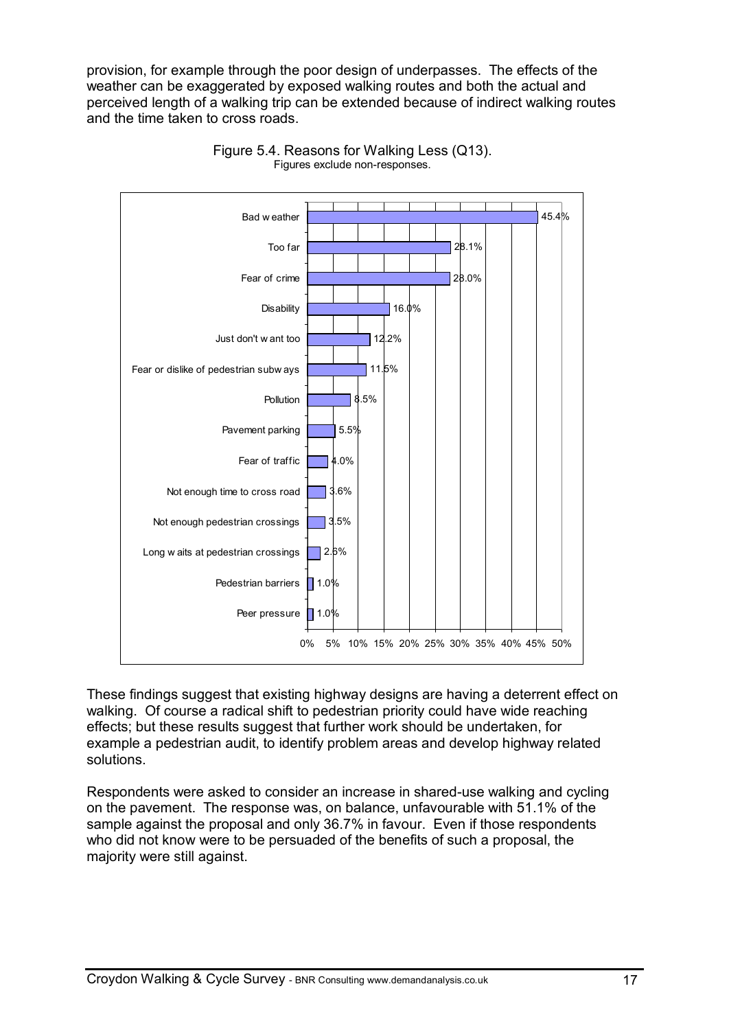provision, for example through the poor design of underpasses. The effects of the weather can be exaggerated by exposed walking routes and both the actual and perceived length of a walking trip can be extended because of indirect walking routes and the time taken to cross roads.

Figure 5.4. Reasons for Walking Less (Q13).
Figures exclude non-responses.

| Reason | Percentage |
|---|---|
| Bad weather | 45.4% |
| Too far | 28.1% |
| Fear of crime | 28.0% |
| Disability | 16.0% |
| Just don't want too | 12.2% |
| Fear or dislike of pedestrian subways | 11.5% |
| Pollution | 8.5% |
| Pavement parking | 5.5% |
| Fear of traffic | 4.0% |
| Not enough time to cross road | 3.6% |
| Not enough pedestrian crossings | 3.5% |
| Long waits at pedestrian crossings | 2.6% |
| Pedestrian barriers | 1.0% |
| Peer pressure | 1.0% |

These findings suggest that existing highway designs are having a deterrent effect on walking. Of course a radical shift to pedestrian priority could have wide reaching effects; but these results suggest that further work should be undertaken, for example a pedestrian audit, to identify problem areas and develop highway related solutions.

Respondents were asked to consider an increase in shared-use walking and cycling on the pavement. The response was, on balance, unfavourable with 51.1% of the sample against the proposal and only 36.7% in favour. Even if those respondents who did not know were to be persuaded of the benefits of such a proposal, the majority were still against.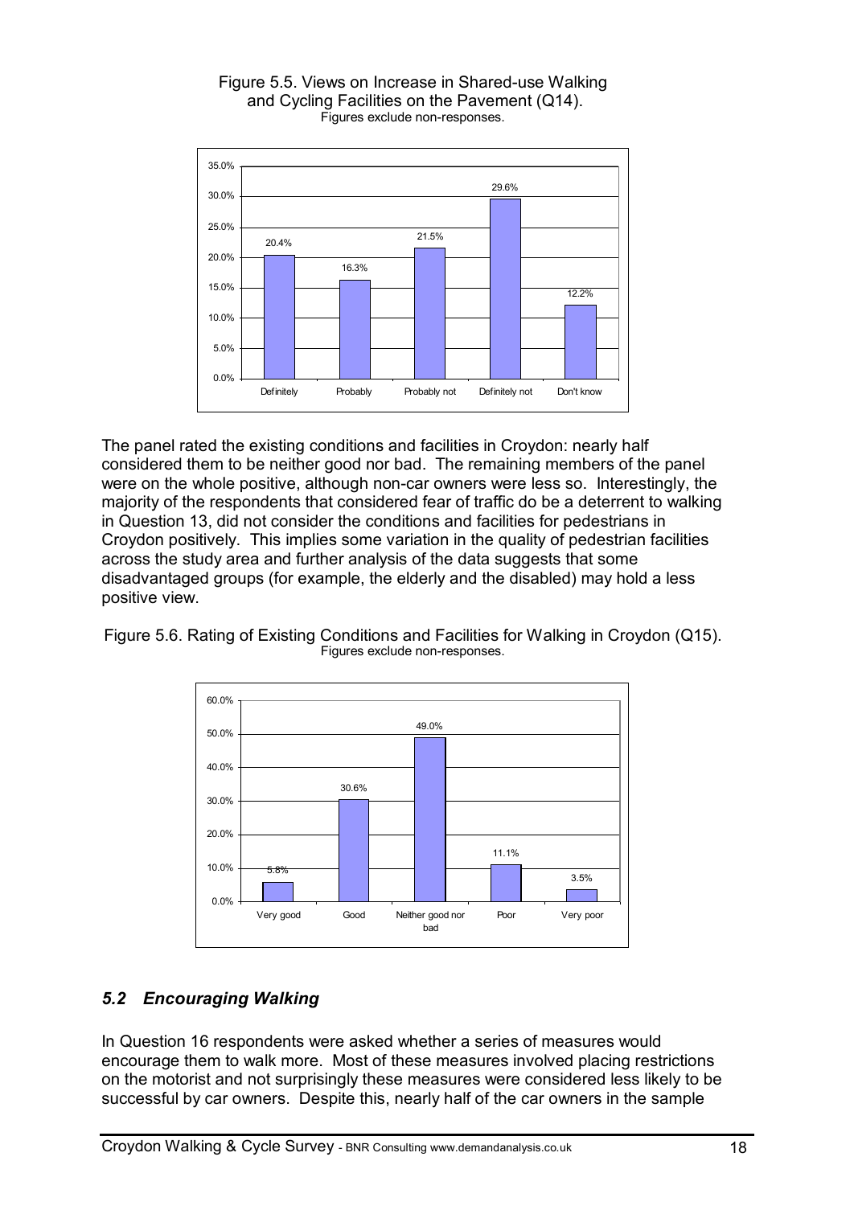Figure 5.5. Views on Increase in Shared-use Walking and Cycling Facilities on the Pavement (Q14).
Figures exclude non-responses.

| Definitely | Probably | Probably not | Definitely not | Don't know |
|---|---|---|---|---|
| 20.4% | 16.3% | 21.5% | 29.6% | 12.2% |

The panel rated the existing conditions and facilities in Croydon: nearly half considered them to be neither good nor bad. The remaining members of the panel were on the whole positive, although non-car owners were less so. Interestingly, the majority of the respondents that considered fear of traffic do be a deterrent to walking in Question 13, did not consider the conditions and facilities for pedestrians in Croydon positively. This implies some variation in the quality of pedestrian facilities across the study area and further analysis of the data suggests that some disadvantaged groups (for example, the elderly and the disabled) may hold a less positive view.

Figure 5.6. Rating of Existing Conditions and Facilities for Walking in Croydon (Q15).
Figures exclude non-responses.

| Very good | Good | Neither good nor bad | Poor | Very poor |
|---|---|---|---|---|
| 5.8% | 30.6% | 49.0% | 11.1% | 3.5% |

## *5.2 Encouraging Walking*

In Question 16 respondents were asked whether a series of measures would encourage them to walk more. Most of these measures involved placing restrictions on the motorist and not surprisingly these measures were considered less likely to be successful by car owners. Despite this, nearly half of the car owners in the sample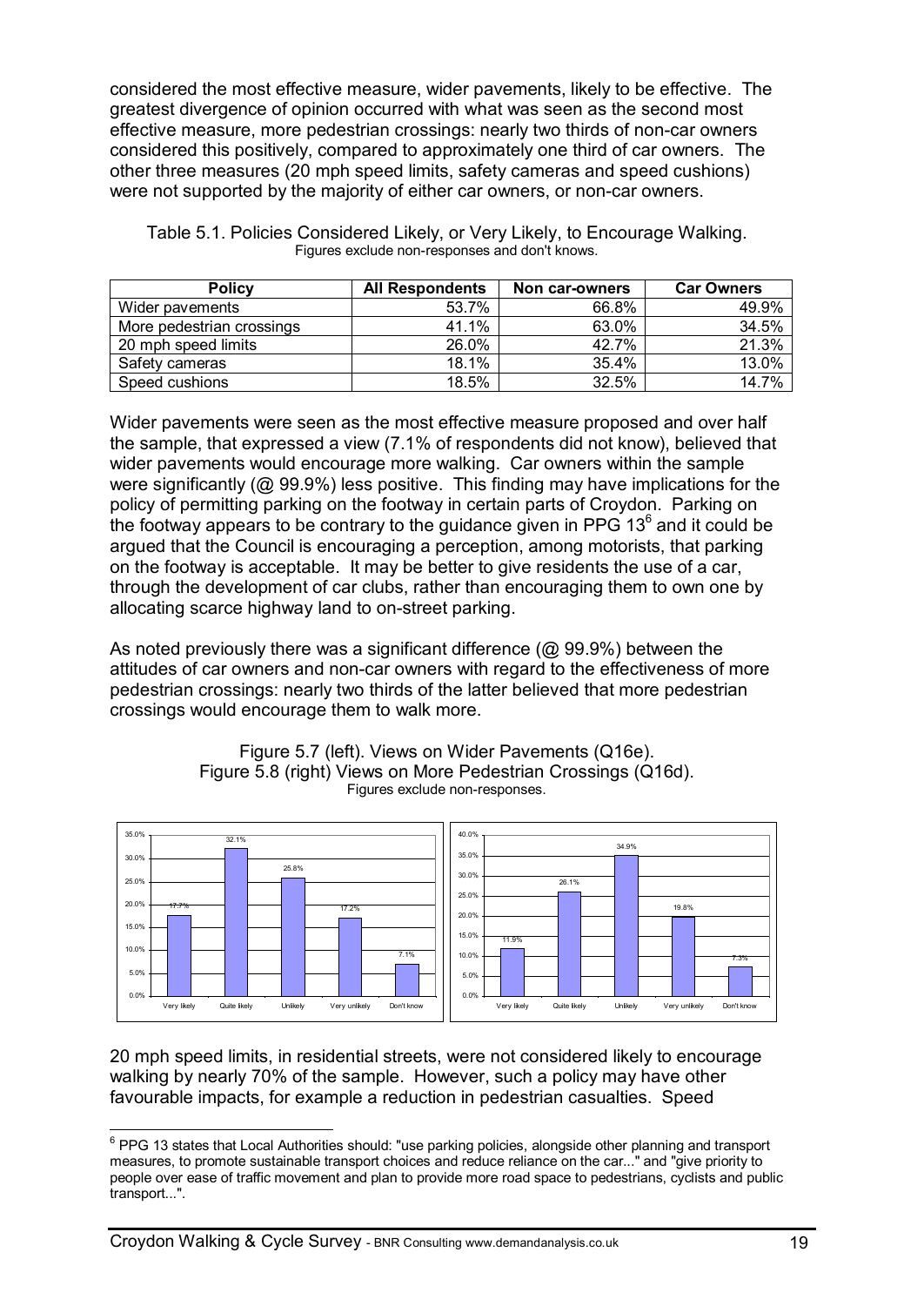considered the most effective measure, wider pavements, likely to be effective. The greatest divergence of opinion occurred with what was seen as the second most effective measure, more pedestrian crossings: nearly two thirds of non-car owners considered this positively, compared to approximately one third of car owners. The other three measures (20 mph speed limits, safety cameras and speed cushions) were not supported by the majority of either car owners, or non-car owners.

Table 5.1. Policies Considered Likely, or Very Likely, to Encourage Walking.
Figures exclude non-responses and don't knows.

| Policy | All Respondents | Non car-owners | Car Owners |
|---|---|---|---|
| Wider pavements | 53.7% | 66.8% | 49.9% |
| More pedestrian crossings | 41.1% | 63.0% | 34.5% |
| 20 mph speed limits | 26.0% | 42.7% | 21.3% |
| Safety cameras | 18.1% | 35.4% | 13.0% |
| Speed cushions | 18.5% | 32.5% | 14.7% |

Wider pavements were seen as the most effective measure proposed and over half the sample, that expressed a view (7.1% of respondents did not know), believed that wider pavements would encourage more walking. Car owners within the sample were significantly (@ 99.9%) less positive. This finding may have implications for the policy of permitting parking on the footway in certain parts of Croydon. Parking on the footway appears to be contrary to the guidance given in PPG 13[6] and it could be argued that the Council is encouraging a perception, among motorists, that parking on the footway is acceptable. It may be better to give residents the use of a car, through the development of car clubs, rather than encouraging them to own one by allocating scarce highway land to on-street parking.

As noted previously there was a significant difference (@ 99.9%) between the attitudes of car owners and non-car owners with regard to the effectiveness of more pedestrian crossings: nearly two thirds of the latter believed that more pedestrian crossings would encourage them to walk more.

Figure 5.7 (left). Views on Wider Pavements (Q16e).
Figure 5.8 (right) Views on More Pedestrian Crossings (Q16d).
Figures exclude non-responses.

| Response | Wider Pavements (Q16e) | More Pedestrian Crossings (Q16d) |
|---|---|---|
| Very likely | 17.7% | 11.9% |
| Quite likely | 32.1% | 26.1% |
| Unlikely | 25.8% | 34.9% |
| Very unlikely | 17.2% | 19.8% |
| Don't know | 7.1% | 7.3% |

20 mph speed limits, in residential streets, were not considered likely to encourage walking by nearly 70% of the sample. However, such a policy may have other favourable impacts, for example a reduction in pedestrian casualties. Speed

[6] PPG 13 states that Local Authorities should: "use parking policies, alongside other planning and transport measures, to promote sustainable transport choices and reduce reliance on the car..." and "give priority to people over ease of traffic movement and plan to provide more road space to pedestrians, cyclists and public transport...".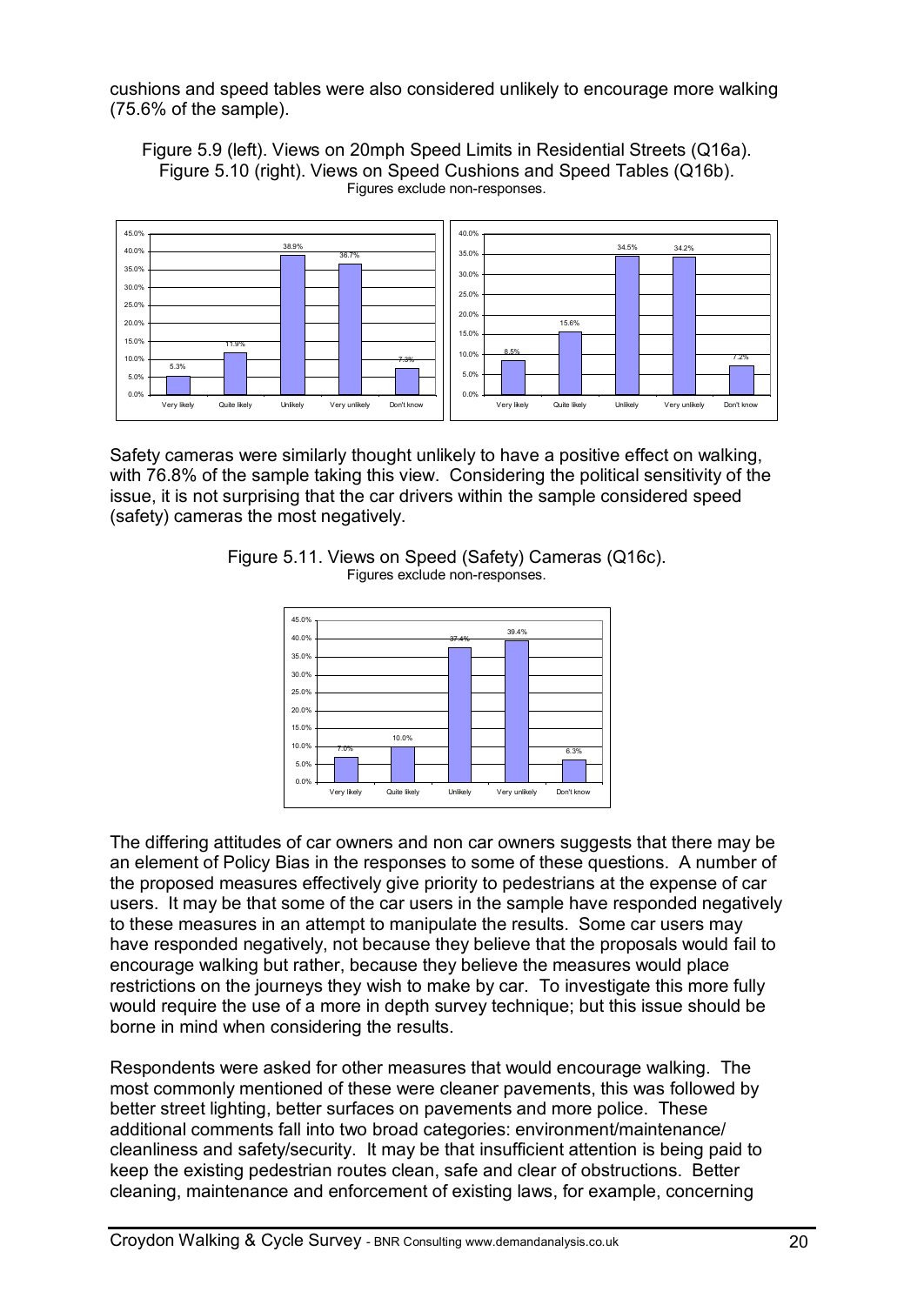cushions and speed tables were also considered unlikely to encourage more walking (75.6% of the sample).

Figure 5.9 (left). Views on 20mph Speed Limits in Residential Streets (Q16a).
Figure 5.10 (right). Views on Speed Cushions and Speed Tables (Q16b).
Figures exclude non-responses.

| | Very likely | Quite likely | Unlikely | Very unlikely | Don't know |
|---|---|---|---|---|---|
| Figure 5.9 (Q16a) | 5.3% | 11.9% | 38.9% | 36.7% | 7.3% |
| Figure 5.10 (Q16b) | 8.5% | 15.6% | 34.5% | 34.2% | 7.2% |

Safety cameras were similarly thought unlikely to have a positive effect on walking, with 76.8% of the sample taking this view. Considering the political sensitivity of the issue, it is not surprising that the car drivers within the sample considered speed (safety) cameras the most negatively.

Figure 5.11. Views on Speed (Safety) Cameras (Q16c).
Figures exclude non-responses.

| Very likely | Quite likely | Unlikely | Very unlikely | Don't know |
|---|---|---|---|---|
| 7.0% | 10.0% | 37.4% | 39.4% | 6.3% |

The differing attitudes of car owners and non car owners suggests that there may be an element of Policy Bias in the responses to some of these questions. A number of the proposed measures effectively give priority to pedestrians at the expense of car users. It may be that some of the car users in the sample have responded negatively to these measures in an attempt to manipulate the results. Some car users may have responded negatively, not because they believe that the proposals would fail to encourage walking but rather, because they believe the measures would place restrictions on the journeys they wish to make by car. To investigate this more fully would require the use of a more in depth survey technique; but this issue should be borne in mind when considering the results.

Respondents were asked for other measures that would encourage walking. The most commonly mentioned of these were cleaner pavements, this was followed by better street lighting, better surfaces on pavements and more police. These additional comments fall into two broad categories: environment/maintenance/ cleanliness and safety/security. It may be that insufficient attention is being paid to keep the existing pedestrian routes clean, safe and clear of obstructions. Better cleaning, maintenance and enforcement of existing laws, for example, concerning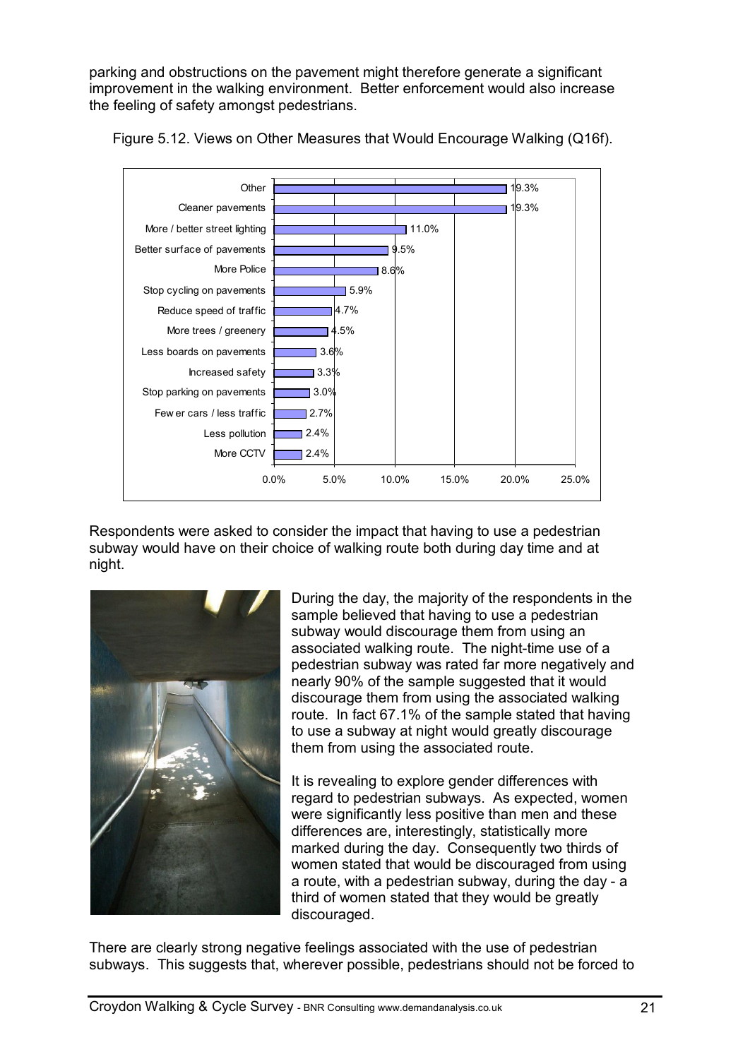parking and obstructions on the pavement might therefore generate a significant improvement in the walking environment. Better enforcement would also increase the feeling of safety amongst pedestrians.

Figure 5.12. Views on Other Measures that Would Encourage Walking (Q16f).

| Measure | Percentage |
|---|---|
| Other | 19.3% |
| Cleaner pavements | 19.3% |
| More / better street lighting | 11.0% |
| Better surface of pavements | 9.5% |
| More Police | 8.6% |
| Stop cycling on pavements | 5.9% |
| Reduce speed of traffic | 4.7% |
| More trees / greenery | 4.5% |
| Less boards on pavements | 3.6% |
| Increased safety | 3.3% |
| Stop parking on pavements | 3.0% |
| Fewer cars / less traffic | 2.7% |
| Less pollution | 2.4% |
| More CCTV | 2.4% |

Respondents were asked to consider the impact that having to use a pedestrian subway would have on their choice of walking route both during day time and at night.

During the day, the majority of the respondents in the sample believed that having to use a pedestrian subway would discourage them from using an associated walking route. The night-time use of a pedestrian subway was rated far more negatively and nearly 90% of the sample suggested that it would discourage them from using the associated walking route. In fact 67.1% of the sample stated that having to use a subway at night would greatly discourage them from using the associated route.

It is revealing to explore gender differences with regard to pedestrian subways. As expected, women were significantly less positive than men and these differences are, interestingly, statistically more marked during the day. Consequently two thirds of women stated that would be discouraged from using a route, with a pedestrian subway, during the day - a third of women stated that they would be greatly discouraged.

There are clearly strong negative feelings associated with the use of pedestrian subways. This suggests that, wherever possible, pedestrians should not be forced to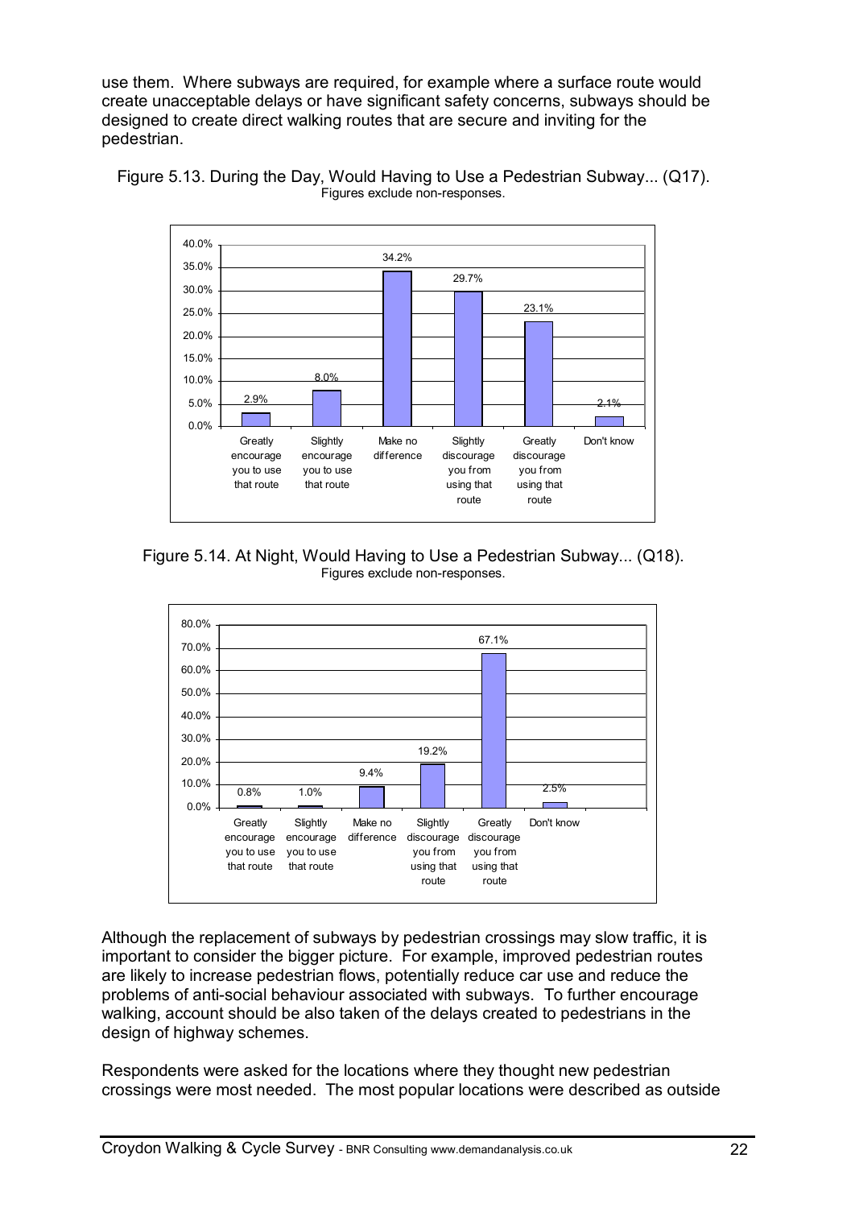use them. Where subways are required, for example where a surface route would create unacceptable delays or have significant safety concerns, subways should be designed to create direct walking routes that are secure and inviting for the pedestrian.

Figure 5.13. During the Day, Would Having to Use a Pedestrian Subway... (Q17).
Figures exclude non-responses.

| Response | % |
| --- | --- |
| Greatly encourage you to use that route | 2.9% |
| Slightly encourage you to use that route | 8.0% |
| Make no difference | 34.2% |
| Slightly discourage you from using that route | 29.7% |
| Greatly discourage you from using that route | 23.1% |
| Don't know | 2.1% |

Figure 5.14. At Night, Would Having to Use a Pedestrian Subway... (Q18).
Figures exclude non-responses.

| Response | % |
| --- | --- |
| Greatly encourage you to use that route | 0.8% |
| Slightly encourage you to use that route | 1.0% |
| Make no difference | 9.4% |
| Slightly discourage you from using that route | 19.2% |
| Greatly discourage you from using that route | 67.1% |
| Don't know | 2.5% |

Although the replacement of subways by pedestrian crossings may slow traffic, it is important to consider the bigger picture. For example, improved pedestrian routes are likely to increase pedestrian flows, potentially reduce car use and reduce the problems of anti-social behaviour associated with subways. To further encourage walking, account should be also taken of the delays created to pedestrians in the design of highway schemes.

Respondents were asked for the locations where they thought new pedestrian crossings were most needed. The most popular locations were described as outside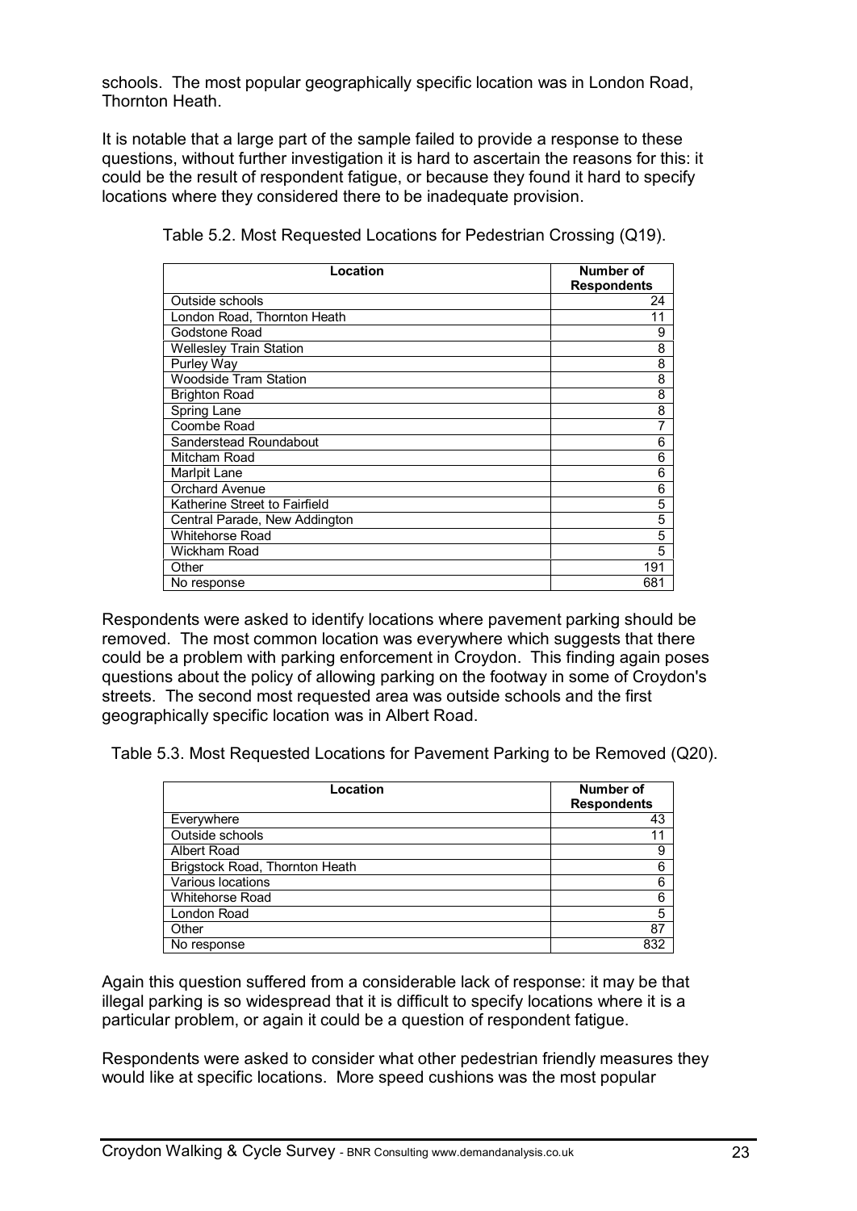schools. The most popular geographically specific location was in London Road, Thornton Heath.

It is notable that a large part of the sample failed to provide a response to these questions, without further investigation it is hard to ascertain the reasons for this: it could be the result of respondent fatigue, or because they found it hard to specify locations where they considered there to be inadequate provision.

Table 5.2. Most Requested Locations for Pedestrian Crossing (Q19).

| Location | Number of Respondents |
|---|---|
| Outside schools | 24 |
| London Road, Thornton Heath | 11 |
| Godstone Road | 9 |
| Wellesley Train Station | 8 |
| Purley Way | 8 |
| Woodside Tram Station | 8 |
| Brighton Road | 8 |
| Spring Lane | 8 |
| Coombe Road | 7 |
| Sanderstead Roundabout | 6 |
| Mitcham Road | 6 |
| Marlpit Lane | 6 |
| Orchard Avenue | 6 |
| Katherine Street to Fairfield | 5 |
| Central Parade, New Addington | 5 |
| Whitehorse Road | 5 |
| Wickham Road | 5 |
| Other | 191 |
| No response | 681 |

Respondents were asked to identify locations where pavement parking should be removed. The most common location was everywhere which suggests that there could be a problem with parking enforcement in Croydon. This finding again poses questions about the policy of allowing parking on the footway in some of Croydon's streets. The second most requested area was outside schools and the first geographically specific location was in Albert Road.

Table 5.3. Most Requested Locations for Pavement Parking to be Removed (Q20).

| Location | Number of Respondents |
|---|---|
| Everywhere | 43 |
| Outside schools | 11 |
| Albert Road | 9 |
| Brigstock Road, Thornton Heath | 6 |
| Various locations | 6 |
| Whitehorse Road | 6 |
| London Road | 5 |
| Other | 87 |
| No response | 832 |

Again this question suffered from a considerable lack of response: it may be that illegal parking is so widespread that it is difficult to specify locations where it is a particular problem, or again it could be a question of respondent fatigue.

Respondents were asked to consider what other pedestrian friendly measures they would like at specific locations. More speed cushions was the most popular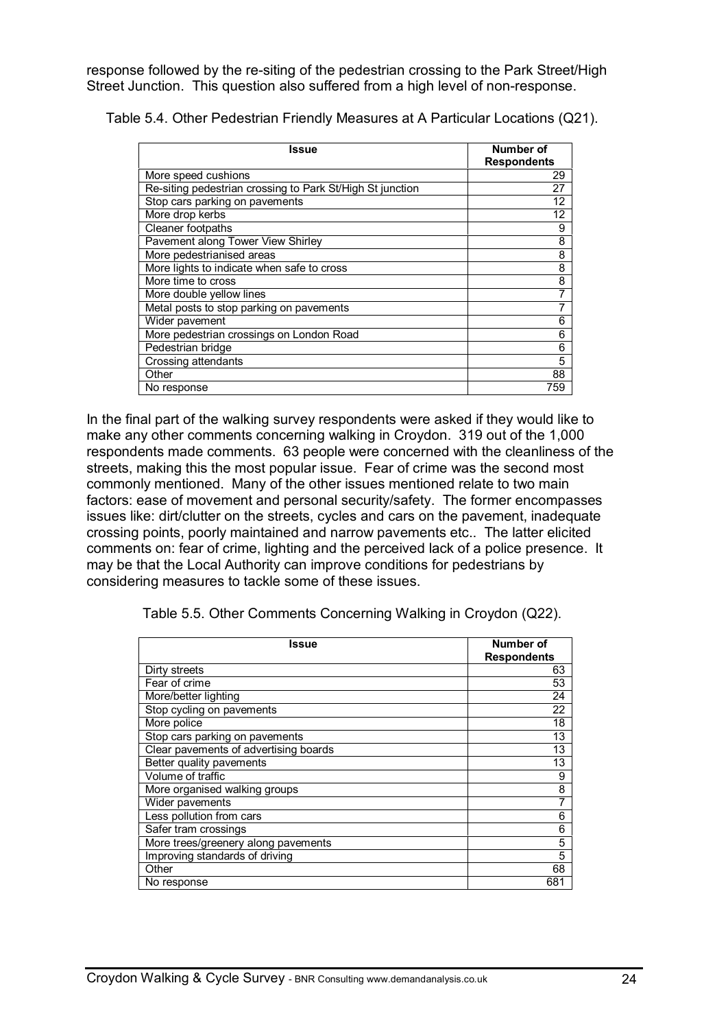response followed by the re-siting of the pedestrian crossing to the Park Street/High Street Junction. This question also suffered from a high level of non-response.

Table 5.4. Other Pedestrian Friendly Measures at A Particular Locations (Q21).

| Issue | Number of Respondents |
|---|---|
| More speed cushions | 29 |
| Re-siting pedestrian crossing to Park St/High St junction | 27 |
| Stop cars parking on pavements | 12 |
| More drop kerbs | 12 |
| Cleaner footpaths | 9 |
| Pavement along Tower View Shirley | 8 |
| More pedestrianised areas | 8 |
| More lights to indicate when safe to cross | 8 |
| More time to cross | 8 |
| More double yellow lines | 7 |
| Metal posts to stop parking on pavements | 7 |
| Wider pavement | 6 |
| More pedestrian crossings on London Road | 6 |
| Pedestrian bridge | 6 |
| Crossing attendants | 5 |
| Other | 88 |
| No response | 759 |

In the final part of the walking survey respondents were asked if they would like to make any other comments concerning walking in Croydon. 319 out of the 1,000 respondents made comments. 63 people were concerned with the cleanliness of the streets, making this the most popular issue. Fear of crime was the second most commonly mentioned. Many of the other issues mentioned relate to two main factors: ease of movement and personal security/safety. The former encompasses issues like: dirt/clutter on the streets, cycles and cars on the pavement, inadequate crossing points, poorly maintained and narrow pavements etc.. The latter elicited comments on: fear of crime, lighting and the perceived lack of a police presence. It may be that the Local Authority can improve conditions for pedestrians by considering measures to tackle some of these issues.

Table 5.5. Other Comments Concerning Walking in Croydon (Q22).

| Issue | Number of Respondents |
|---|---|
| Dirty streets | 63 |
| Fear of crime | 53 |
| More/better lighting | 24 |
| Stop cycling on pavements | 22 |
| More police | 18 |
| Stop cars parking on pavements | 13 |
| Clear pavements of advertising boards | 13 |
| Better quality pavements | 13 |
| Volume of traffic | 9 |
| More organised walking groups | 8 |
| Wider pavements | 7 |
| Less pollution from cars | 6 |
| Safer tram crossings | 6 |
| More trees/greenery along pavements | 5 |
| Improving standards of driving | 5 |
| Other | 68 |
| No response | 681 |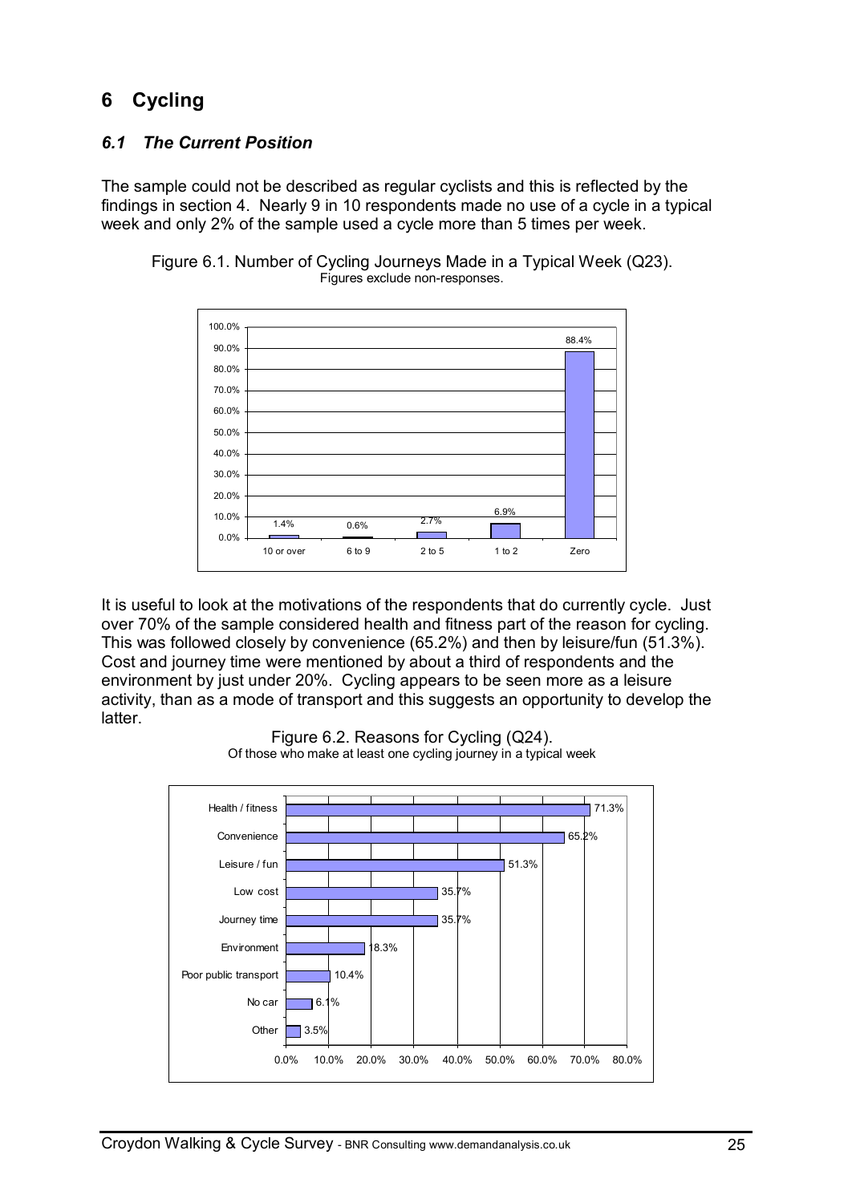# 6 Cycling

## *6.1 The Current Position*

The sample could not be described as regular cyclists and this is reflected by the findings in section 4. Nearly 9 in 10 respondents made no use of a cycle in a typical week and only 2% of the sample used a cycle more than 5 times per week.

Figure 6.1. Number of Cycling Journeys Made in a Typical Week (Q23).
Figures exclude non-responses.

| Journeys | % |
|---|---|
| 10 or over | 1.4% |
| 6 to 9 | 0.6% |
| 2 to 5 | 2.7% |
| 1 to 2 | 6.9% |
| Zero | 88.4% |

It is useful to look at the motivations of the respondents that do currently cycle. Just over 70% of the sample considered health and fitness part of the reason for cycling. This was followed closely by convenience (65.2%) and then by leisure/fun (51.3%). Cost and journey time were mentioned by about a third of respondents and the environment by just under 20%. Cycling appears to be seen more as a leisure activity, than as a mode of transport and this suggests an opportunity to develop the latter.

Figure 6.2. Reasons for Cycling (Q24).
Of those who make at least one cycling journey in a typical week

| Reason | % |
|---|---|
| Health / fitness | 71.3% |
| Convenience | 65.2% |
| Leisure / fun | 51.3% |
| Low cost | 35.7% |
| Journey time | 35.7% |
| Environment | 18.3% |
| Poor public transport | 10.4% |
| No car | 6.1% |
| Other | 3.5% |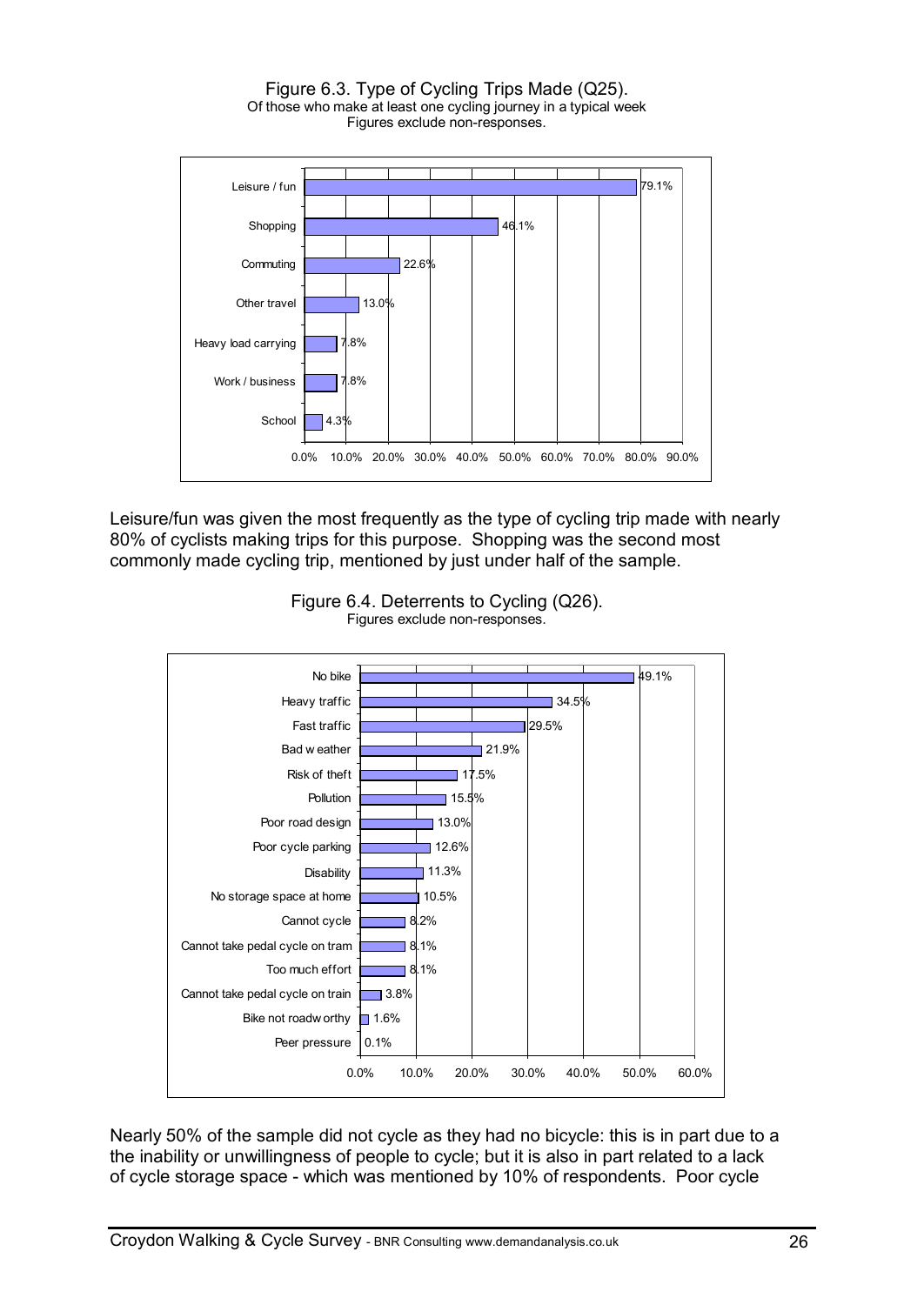Figure 6.3. Type of Cycling Trips Made (Q25).
Of those who make at least one cycling journey in a typical week
Figures exclude non-responses.

| Type of trip | Percentage |
| --- | --- |
| Leisure / fun | 79.1% |
| Shopping | 46.1% |
| Commuting | 22.6% |
| Other travel | 13.0% |
| Heavy load carrying | 7.8% |
| Work / business | 7.8% |
| School | 4.3% |

Leisure/fun was given the most frequently as the type of cycling trip made with nearly 80% of cyclists making trips for this purpose. Shopping was the second most commonly made cycling trip, mentioned by just under half of the sample.

Figure 6.4. Deterrents to Cycling (Q26).
Figures exclude non-responses.

| Deterrent | Percentage |
| --- | --- |
| No bike | 49.1% |
| Heavy traffic | 34.5% |
| Fast traffic | 29.5% |
| Bad weather | 21.9% |
| Risk of theft | 17.5% |
| Pollution | 15.5% |
| Poor road design | 13.0% |
| Poor cycle parking | 12.6% |
| Disability | 11.3% |
| No storage space at home | 10.5% |
| Cannot cycle | 8.2% |
| Cannot take pedal cycle on tram | 8.1% |
| Too much effort | 8.1% |
| Cannot take pedal cycle on train | 3.8% |
| Bike not roadworthy | 1.6% |
| Peer pressure | 0.1% |

Nearly 50% of the sample did not cycle as they had no bicycle: this is in part due to a the inability or unwillingness of people to cycle; but it is also in part related to a lack of cycle storage space - which was mentioned by 10% of respondents. Poor cycle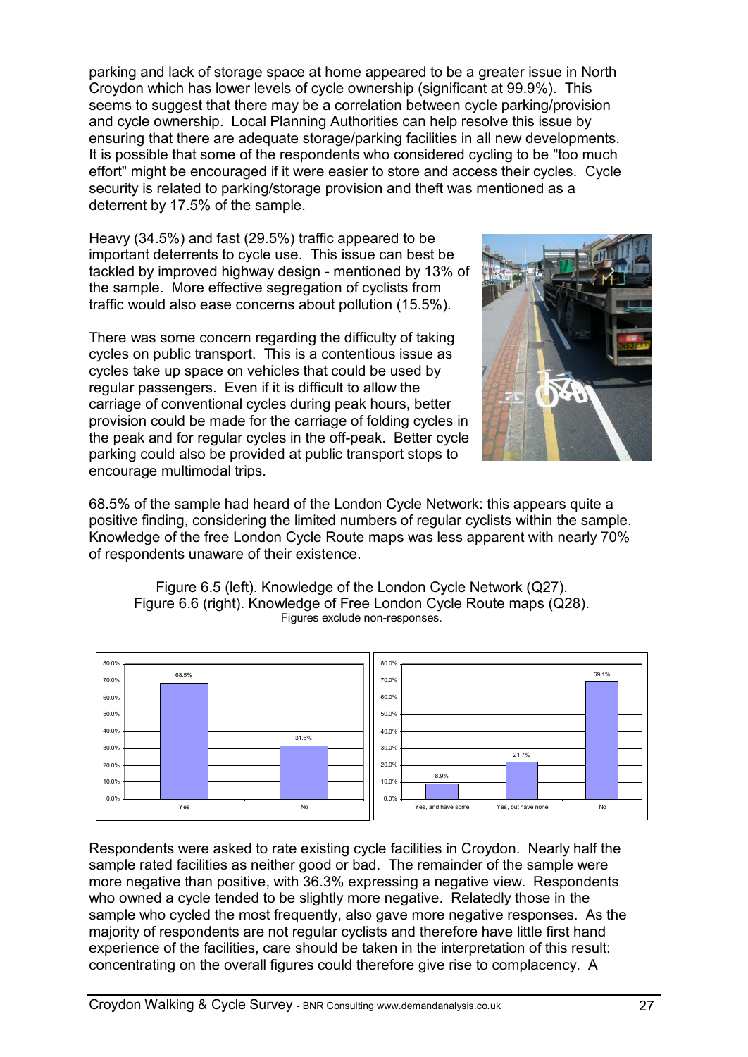parking and lack of storage space at home appeared to be a greater issue in North Croydon which has lower levels of cycle ownership (significant at 99.9%). This seems to suggest that there may be a correlation between cycle parking/provision and cycle ownership. Local Planning Authorities can help resolve this issue by ensuring that there are adequate storage/parking facilities in all new developments. It is possible that some of the respondents who considered cycling to be "too much effort" might be encouraged if it were easier to store and access their cycles. Cycle security is related to parking/storage provision and theft was mentioned as a deterrent by 17.5% of the sample.

Heavy (34.5%) and fast (29.5%) traffic appeared to be important deterrents to cycle use. This issue can best be tackled by improved highway design - mentioned by 13% of the sample. More effective segregation of cyclists from traffic would also ease concerns about pollution (15.5%).

There was some concern regarding the difficulty of taking cycles on public transport. This is a contentious issue as cycles take up space on vehicles that could be used by regular passengers. Even if it is difficult to allow the carriage of conventional cycles during peak hours, better provision could be made for the carriage of folding cycles in the peak and for regular cycles in the off-peak. Better cycle parking could also be provided at public transport stops to encourage multimodal trips.

68.5% of the sample had heard of the London Cycle Network: this appears quite a positive finding, considering the limited numbers of regular cyclists within the sample. Knowledge of the free London Cycle Route maps was less apparent with nearly 70% of respondents unaware of their existence.

Figure 6.5 (left). Knowledge of the London Cycle Network (Q27).
Figure 6.6 (right). Knowledge of Free London Cycle Route maps (Q28).
Figures exclude non-responses.

| Figure 6.5 | |
|---|---|
| Yes | 68.5% |
| No | 31.5% |

| Figure 6.6 | |
|---|---|
| Yes, and have some | 8.9% |
| Yes, but have none | 21.7% |
| No | 69.1% |

Respondents were asked to rate existing cycle facilities in Croydon. Nearly half the sample rated facilities as neither good or bad. The remainder of the sample were more negative than positive, with 36.3% expressing a negative view. Respondents who owned a cycle tended to be slightly more negative. Relatedly those in the sample who cycled the most frequently, also gave more negative responses. As the majority of respondents are not regular cyclists and therefore have little first hand experience of the facilities, care should be taken in the interpretation of this result: concentrating on the overall figures could therefore give rise to complacency. A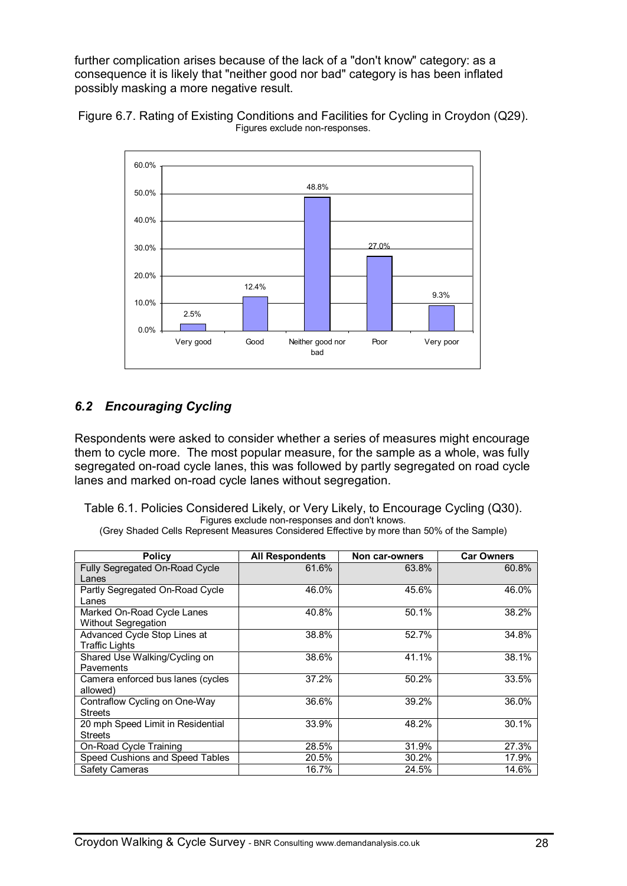further complication arises because of the lack of a "don't know" category: as a consequence it is likely that "neither good nor bad" category is has been inflated possibly masking a more negative result.

Figure 6.7. Rating of Existing Conditions and Facilities for Cycling in Croydon (Q29). Figures exclude non-responses.

| Rating | Percentage |
|---|---|
| Very good | 2.5% |
| Good | 12.4% |
| Neither good nor bad | 48.8% |
| Poor | 27.0% |
| Very poor | 9.3% |

## *6.2 Encouraging Cycling*

Respondents were asked to consider whether a series of measures might encourage them to cycle more. The most popular measure, for the sample as a whole, was fully segregated on-road cycle lanes, this was followed by partly segregated on road cycle lanes and marked on-road cycle lanes without segregation.

Table 6.1. Policies Considered Likely, or Very Likely, to Encourage Cycling (Q30).
Figures exclude non-responses and don't knows.
(Grey Shaded Cells Represent Measures Considered Effective by more than 50% of the Sample)

| Policy | All Respondents | Non car-owners | Car Owners |
|---|---|---|---|
| Fully Segregated On-Road Cycle Lanes | 61.6% | 63.8% | 60.8% |
| Partly Segregated On-Road Cycle Lanes | 46.0% | 45.6% | 46.0% |
| Marked On-Road Cycle Lanes Without Segregation | 40.8% | 50.1% | 38.2% |
| Advanced Cycle Stop Lines at Traffic Lights | 38.8% | 52.7% | 34.8% |
| Shared Use Walking/Cycling on Pavements | 38.6% | 41.1% | 38.1% |
| Camera enforced bus lanes (cycles allowed) | 37.2% | 50.2% | 33.5% |
| Contraflow Cycling on One-Way Streets | 36.6% | 39.2% | 36.0% |
| 20 mph Speed Limit in Residential Streets | 33.9% | 48.2% | 30.1% |
| On-Road Cycle Training | 28.5% | 31.9% | 27.3% |
| Speed Cushions and Speed Tables | 20.5% | 30.2% | 17.9% |
| Safety Cameras | 16.7% | 24.5% | 14.6% |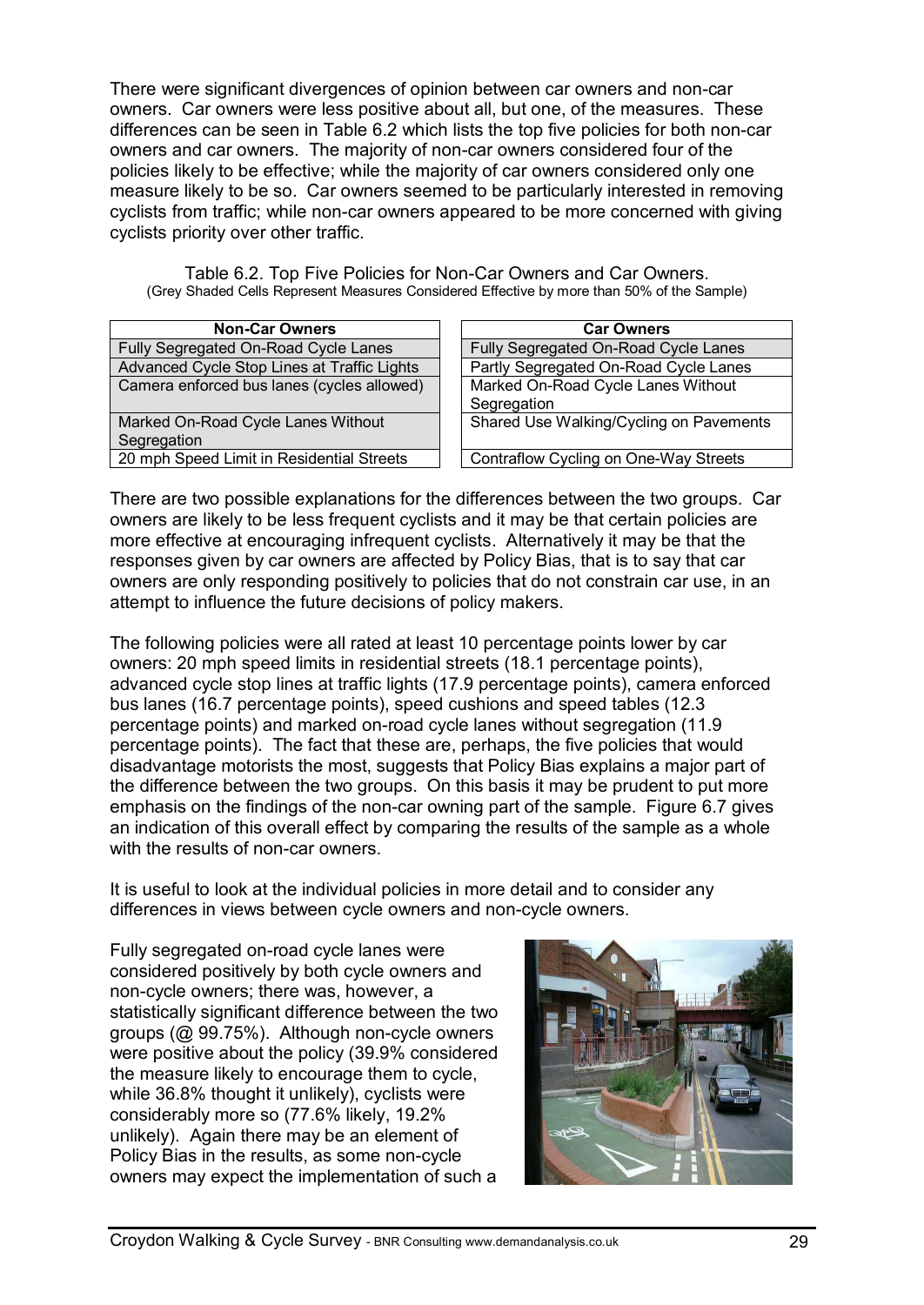There were significant divergences of opinion between car owners and non-car owners. Car owners were less positive about all, but one, of the measures. These differences can be seen in Table 6.2 which lists the top five policies for both non-car owners and car owners. The majority of non-car owners considered four of the policies likely to be effective; while the majority of car owners considered only one measure likely to be so. Car owners seemed to be particularly interested in removing cyclists from traffic; while non-car owners appeared to be more concerned with giving cyclists priority over other traffic.

Table 6.2. Top Five Policies for Non-Car Owners and Car Owners.
(Grey Shaded Cells Represent Measures Considered Effective by more than 50% of the Sample)

| Non-Car Owners | Car Owners |
|---|---|
| Fully Segregated On-Road Cycle Lanes | Fully Segregated On-Road Cycle Lanes |
| Advanced Cycle Stop Lines at Traffic Lights | Partly Segregated On-Road Cycle Lanes |
| Camera enforced bus lanes (cycles allowed) | Marked On-Road Cycle Lanes Without Segregation |
| Marked On-Road Cycle Lanes Without Segregation | Shared Use Walking/Cycling on Pavements |
| 20 mph Speed Limit in Residential Streets | Contraflow Cycling on One-Way Streets |

There are two possible explanations for the differences between the two groups. Car owners are likely to be less frequent cyclists and it may be that certain policies are more effective at encouraging infrequent cyclists. Alternatively it may be that the responses given by car owners are affected by Policy Bias, that is to say that car owners are only responding positively to policies that do not constrain car use, in an attempt to influence the future decisions of policy makers.

The following policies were all rated at least 10 percentage points lower by car owners: 20 mph speed limits in residential streets (18.1 percentage points), advanced cycle stop lines at traffic lights (17.9 percentage points), camera enforced bus lanes (16.7 percentage points), speed cushions and speed tables (12.3 percentage points) and marked on-road cycle lanes without segregation (11.9 percentage points). The fact that these are, perhaps, the five policies that would disadvantage motorists the most, suggests that Policy Bias explains a major part of the difference between the two groups. On this basis it may be prudent to put more emphasis on the findings of the non-car owning part of the sample. Figure 6.7 gives an indication of this overall effect by comparing the results of the sample as a whole with the results of non-car owners.

It is useful to look at the individual policies in more detail and to consider any differences in views between cycle owners and non-cycle owners.

Fully segregated on-road cycle lanes were considered positively by both cycle owners and non-cycle owners; there was, however, a statistically significant difference between the two groups (@ 99.75%). Although non-cycle owners were positive about the policy (39.9% considered the measure likely to encourage them to cycle, while 36.8% thought it unlikely), cyclists were considerably more so (77.6% likely, 19.2% unlikely). Again there may be an element of Policy Bias in the results, as some non-cycle owners may expect the implementation of such a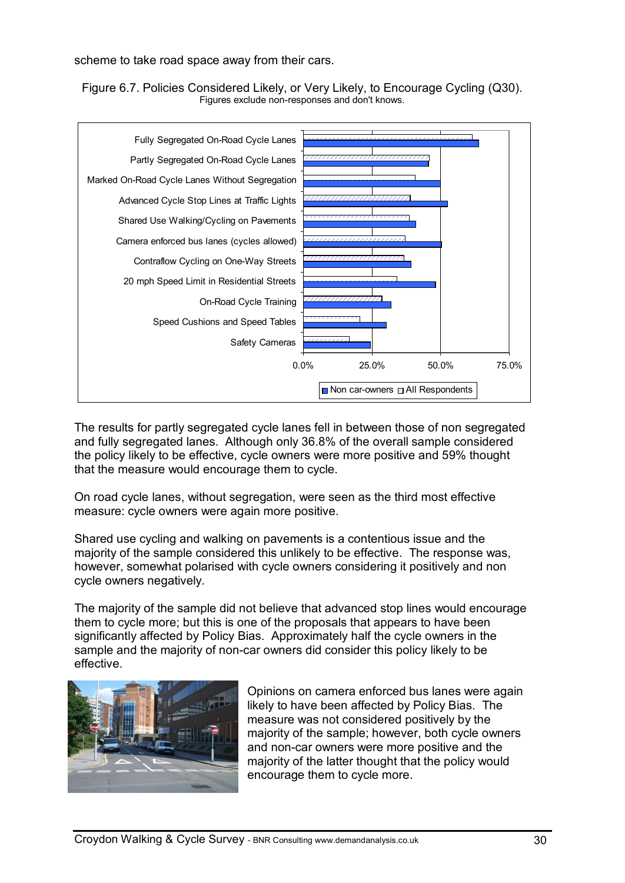scheme to take road space away from their cars.

Figure 6.7. Policies Considered Likely, or Very Likely, to Encourage Cycling (Q30).
Figures exclude non-responses and don't knows.

The results for partly segregated cycle lanes fell in between those of non segregated and fully segregated lanes. Although only 36.8% of the overall sample considered the policy likely to be effective, cycle owners were more positive and 59% thought that the measure would encourage them to cycle.

On road cycle lanes, without segregation, were seen as the third most effective measure: cycle owners were again more positive.

Shared use cycling and walking on pavements is a contentious issue and the majority of the sample considered this unlikely to be effective. The response was, however, somewhat polarised with cycle owners considering it positively and non cycle owners negatively.

The majority of the sample did not believe that advanced stop lines would encourage them to cycle more; but this is one of the proposals that appears to have been significantly affected by Policy Bias. Approximately half the cycle owners in the sample and the majority of non-car owners did consider this policy likely to be effective.

Opinions on camera enforced bus lanes were again likely to have been affected by Policy Bias. The measure was not considered positively by the majority of the sample; however, both cycle owners and non-car owners were more positive and the majority of the latter thought that the policy would encourage them to cycle more.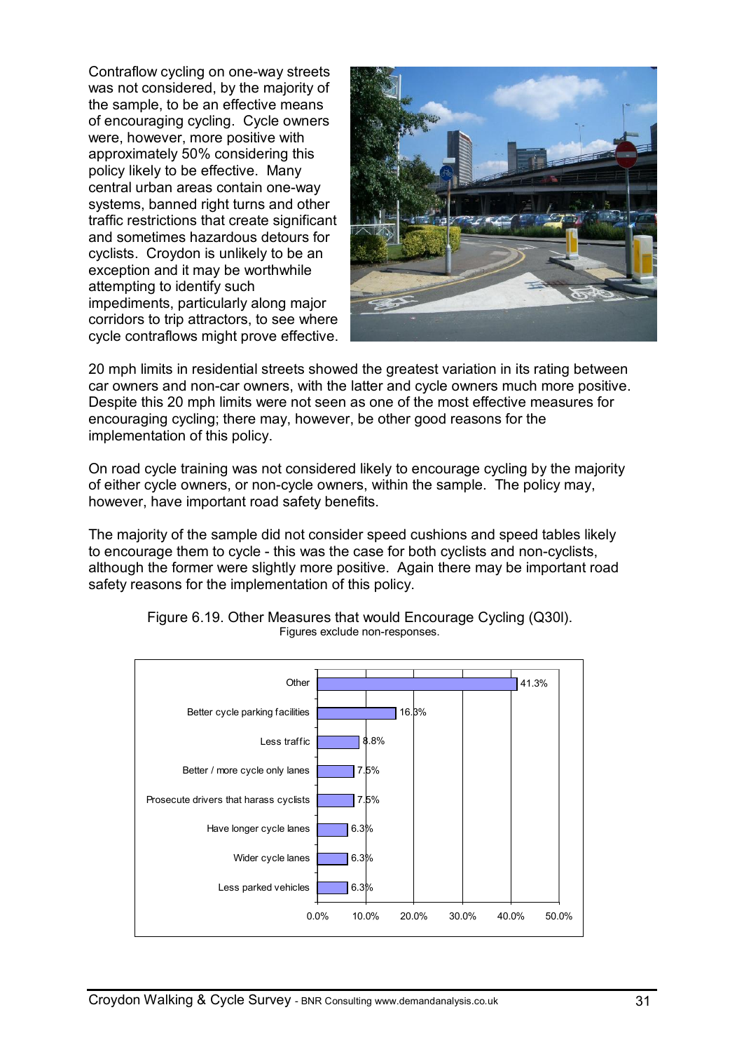Contraflow cycling on one-way streets was not considered, by the majority of the sample, to be an effective means of encouraging cycling. Cycle owners were, however, more positive with approximately 50% considering this policy likely to be effective. Many central urban areas contain one-way systems, banned right turns and other traffic restrictions that create significant and sometimes hazardous detours for cyclists. Croydon is unlikely to be an exception and it may be worthwhile attempting to identify such impediments, particularly along major corridors to trip attractors, to see where cycle contraflows might prove effective.

20 mph limits in residential streets showed the greatest variation in its rating between car owners and non-car owners, with the latter and cycle owners much more positive. Despite this 20 mph limits were not seen as one of the most effective measures for encouraging cycling; there may, however, be other good reasons for the implementation of this policy.

On road cycle training was not considered likely to encourage cycling by the majority of either cycle owners, or non-cycle owners, within the sample. The policy may, however, have important road safety benefits.

The majority of the sample did not consider speed cushions and speed tables likely to encourage them to cycle - this was the case for both cyclists and non-cyclists, although the former were slightly more positive. Again there may be important road safety reasons for the implementation of this policy.

Figure 6.19. Other Measures that would Encourage Cycling (Q30l).
Figures exclude non-responses.

| Measure | % |
|---|---|
| Other | 41.3% |
| Better cycle parking facilities | 16.3% |
| Less traffic | 8.8% |
| Better / more cycle only lanes | 7.5% |
| Prosecute drivers that harass cyclists | 7.5% |
| Have longer cycle lanes | 6.3% |
| Wider cycle lanes | 6.3% |
| Less parked vehicles | 6.3% |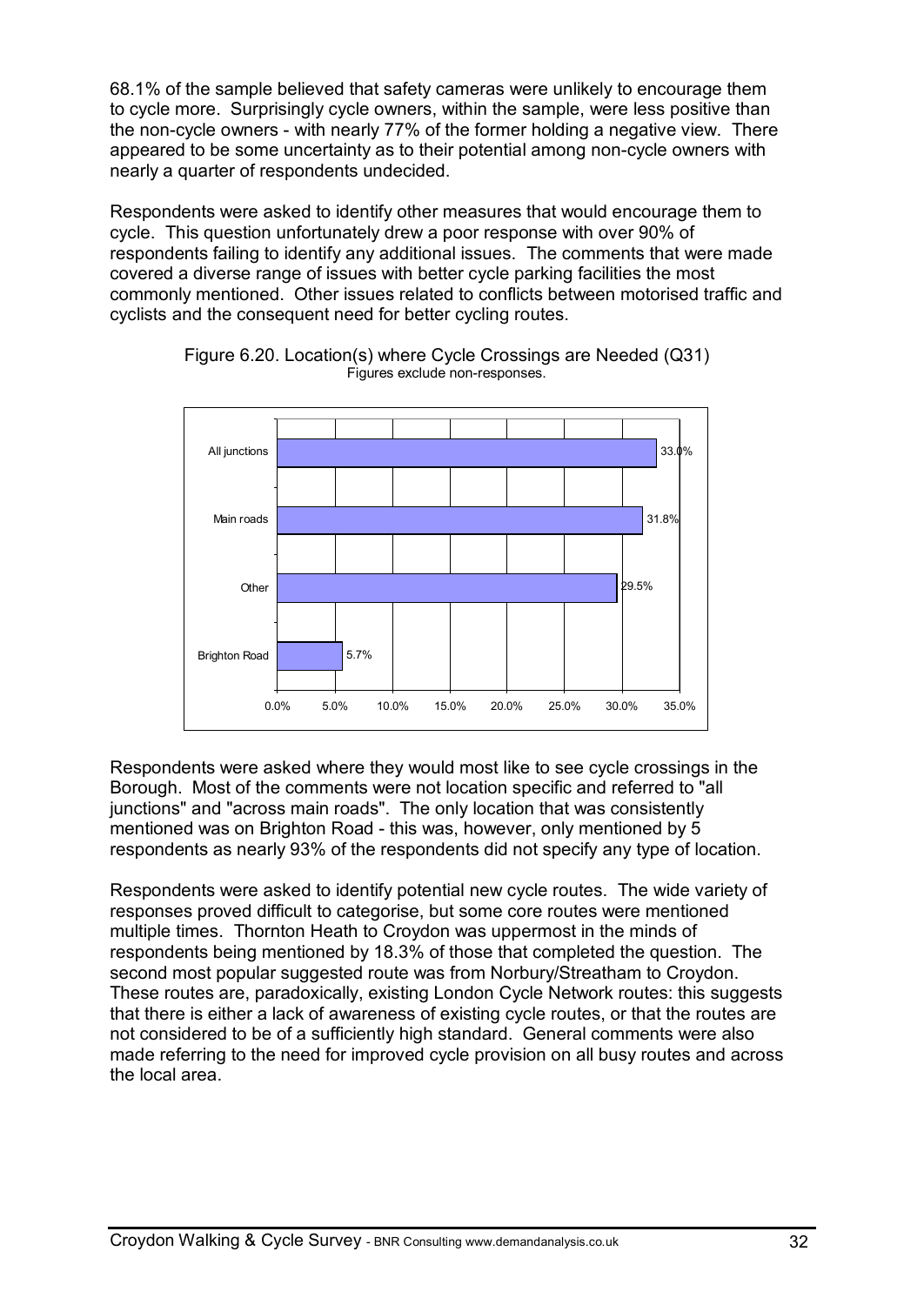68.1% of the sample believed that safety cameras were unlikely to encourage them to cycle more. Surprisingly cycle owners, within the sample, were less positive than the non-cycle owners - with nearly 77% of the former holding a negative view. There appeared to be some uncertainty as to their potential among non-cycle owners with nearly a quarter of respondents undecided.

Respondents were asked to identify other measures that would encourage them to cycle. This question unfortunately drew a poor response with over 90% of respondents failing to identify any additional issues. The comments that were made covered a diverse range of issues with better cycle parking facilities the most commonly mentioned. Other issues related to conflicts between motorised traffic and cyclists and the consequent need for better cycling routes.

Figure 6.20. Location(s) where Cycle Crossings are Needed (Q31)
Figures exclude non-responses.

| Location | % |
|---|---|
| All junctions | 33.0% |
| Main roads | 31.8% |
| Other | 29.5% |
| Brighton Road | 5.7% |

Respondents were asked where they would most like to see cycle crossings in the Borough. Most of the comments were not location specific and referred to "all junctions" and "across main roads". The only location that was consistently mentioned was on Brighton Road - this was, however, only mentioned by 5 respondents as nearly 93% of the respondents did not specify any type of location.

Respondents were asked to identify potential new cycle routes. The wide variety of responses proved difficult to categorise, but some core routes were mentioned multiple times. Thornton Heath to Croydon was uppermost in the minds of respondents being mentioned by 18.3% of those that completed the question. The second most popular suggested route was from Norbury/Streatham to Croydon. These routes are, paradoxically, existing London Cycle Network routes: this suggests that there is either a lack of awareness of existing cycle routes, or that the routes are not considered to be of a sufficiently high standard. General comments were also made referring to the need for improved cycle provision on all busy routes and across the local area.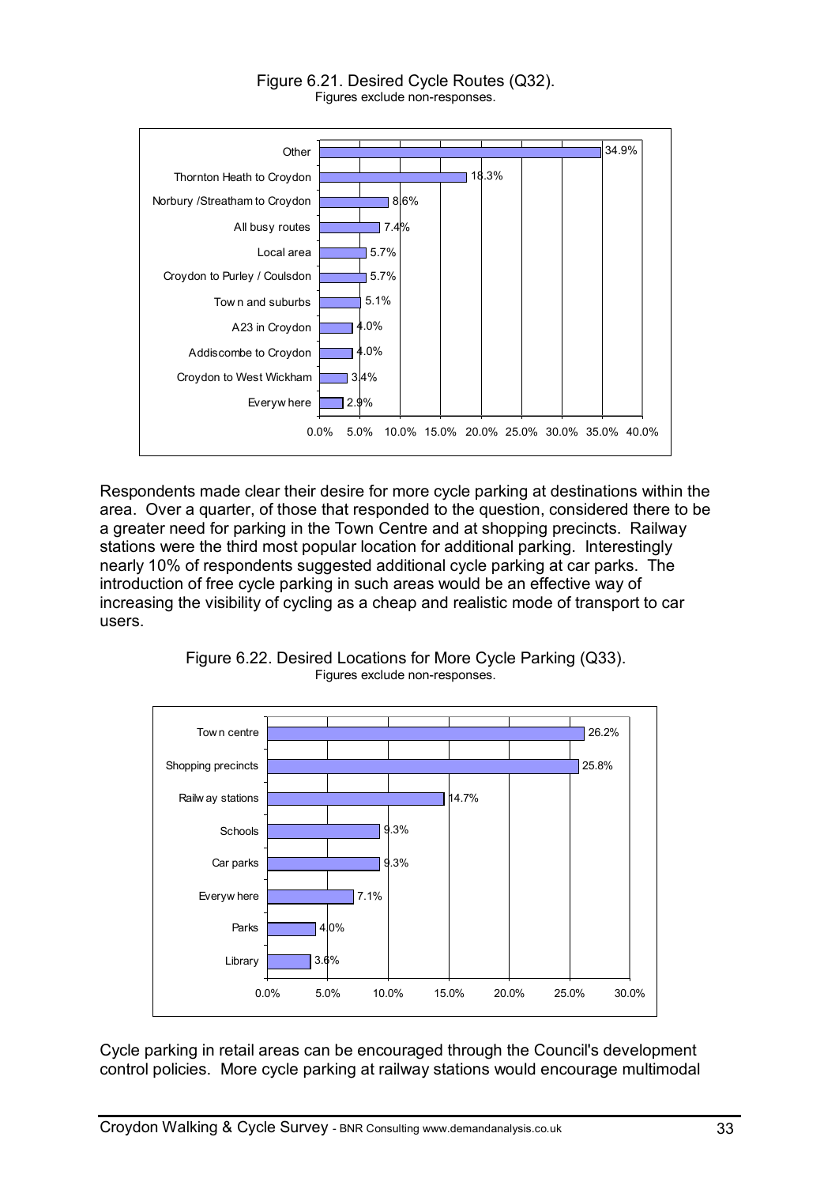Figure 6.21. Desired Cycle Routes (Q32).
Figures exclude non-responses.

| Route | Percentage |
| --- | --- |
| Other | 34.9% |
| Thornton Heath to Croydon | 18.3% |
| Norbury /Streatham to Croydon | 8.6% |
| All busy routes | 7.4% |
| Local area | 5.7% |
| Croydon to Purley / Coulsdon | 5.7% |
| Town and suburbs | 5.1% |
| A23 in Croydon | 4.0% |
| Addiscombe to Croydon | 4.0% |
| Croydon to West Wickham | 3.4% |
| Everywhere | 2.9% |

Respondents made clear their desire for more cycle parking at destinations within the area. Over a quarter, of those that responded to the question, considered there to be a greater need for parking in the Town Centre and at shopping precincts. Railway stations were the third most popular location for additional parking. Interestingly nearly 10% of respondents suggested additional cycle parking at car parks. The introduction of free cycle parking in such areas would be an effective way of increasing the visibility of cycling as a cheap and realistic mode of transport to car users.

Figure 6.22. Desired Locations for More Cycle Parking (Q33).
Figures exclude non-responses.

| Location | Percentage |
| --- | --- |
| Town centre | 26.2% |
| Shopping precincts | 25.8% |
| Railway stations | 14.7% |
| Schools | 9.3% |
| Car parks | 9.3% |
| Everywhere | 7.1% |
| Parks | 4.0% |
| Library | 3.6% |

Cycle parking in retail areas can be encouraged through the Council's development control policies. More cycle parking at railway stations would encourage multimodal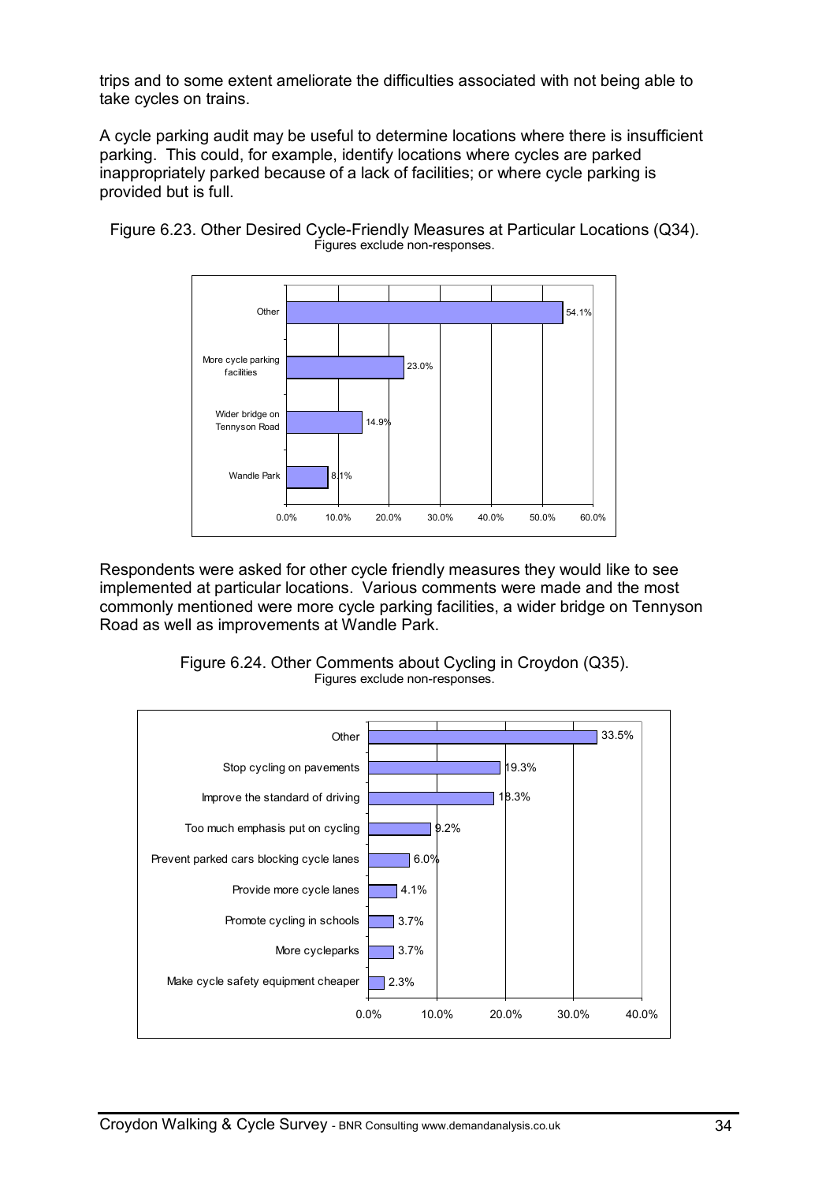trips and to some extent ameliorate the difficulties associated with not being able to take cycles on trains.

A cycle parking audit may be useful to determine locations where there is insufficient parking. This could, for example, identify locations where cycles are parked inappropriately parked because of a lack of facilities; or where cycle parking is provided but is full.

Figure 6.23. Other Desired Cycle-Friendly Measures at Particular Locations (Q34).
Figures exclude non-responses.

| Measure | % |
| --- | --- |
| Other | 54.1% |
| More cycle parking facilities | 23.0% |
| Wider bridge on Tennyson Road | 14.9% |
| Wandle Park | 8.1% |

Respondents were asked for other cycle friendly measures they would like to see implemented at particular locations. Various comments were made and the most commonly mentioned were more cycle parking facilities, a wider bridge on Tennyson Road as well as improvements at Wandle Park.

Figure 6.24. Other Comments about Cycling in Croydon (Q35).
Figures exclude non-responses.

| Comment | % |
| --- | --- |
| Other | 33.5% |
| Stop cycling on pavements | 19.3% |
| Improve the standard of driving | 18.3% |
| Too much emphasis put on cycling | 9.2% |
| Prevent parked cars blocking cycle lanes | 6.0% |
| Provide more cycle lanes | 4.1% |
| Promote cycling in schools | 3.7% |
| More cycleparks | 3.7% |
| Make cycle safety equipment cheaper | 2.3% |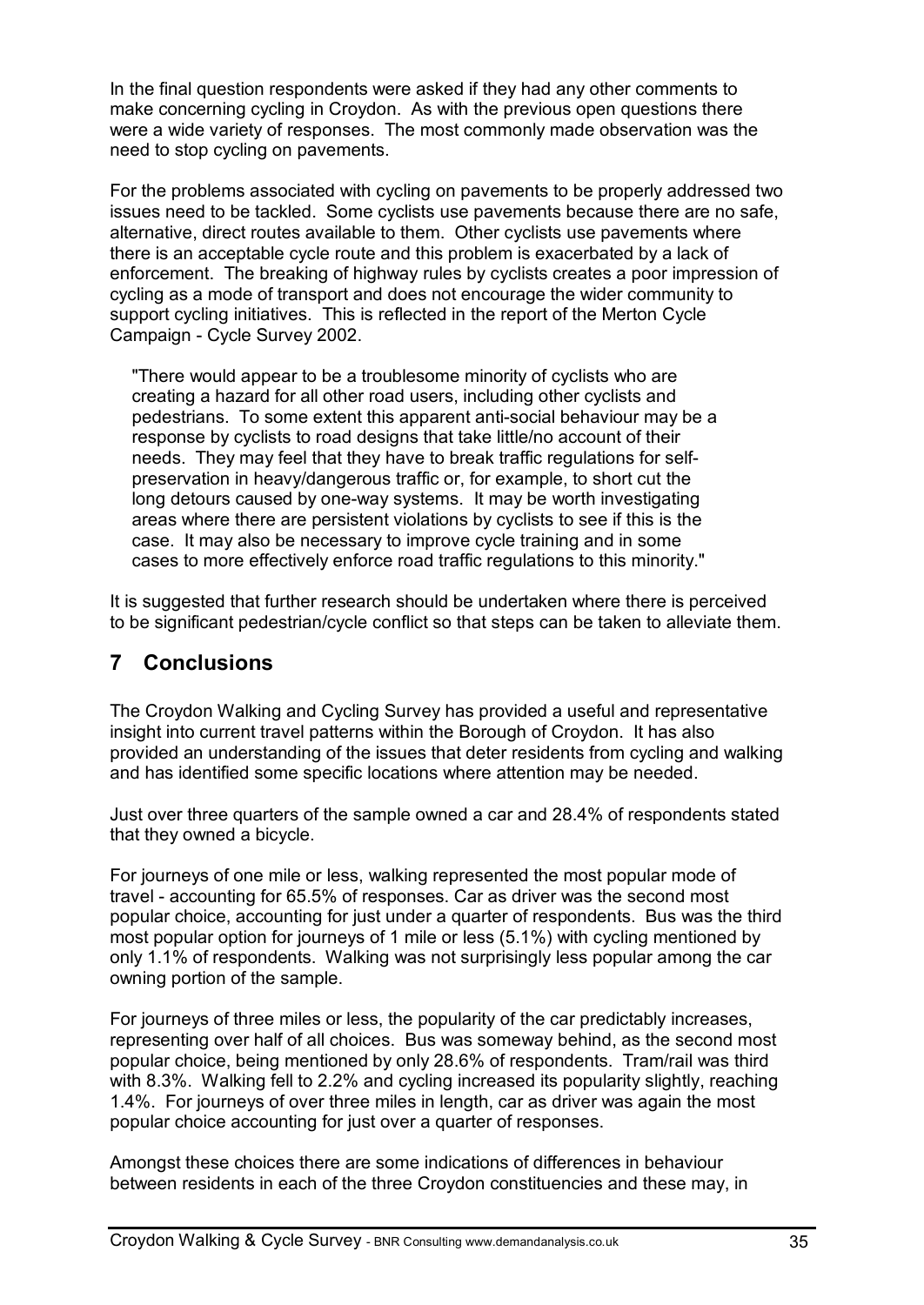In the final question respondents were asked if they had any other comments to make concerning cycling in Croydon. As with the previous open questions there were a wide variety of responses. The most commonly made observation was the need to stop cycling on pavements.

For the problems associated with cycling on pavements to be properly addressed two issues need to be tackled. Some cyclists use pavements because there are no safe, alternative, direct routes available to them. Other cyclists use pavements where there is an acceptable cycle route and this problem is exacerbated by a lack of enforcement. The breaking of highway rules by cyclists creates a poor impression of cycling as a mode of transport and does not encourage the wider community to support cycling initiatives. This is reflected in the report of the Merton Cycle Campaign - Cycle Survey 2002.

> "There would appear to be a troublesome minority of cyclists who are creating a hazard for all other road users, including other cyclists and pedestrians. To some extent this apparent anti-social behaviour may be a response by cyclists to road designs that take little/no account of their needs. They may feel that they have to break traffic regulations for self-preservation in heavy/dangerous traffic or, for example, to short cut the long detours caused by one-way systems. It may be worth investigating areas where there are persistent violations by cyclists to see if this is the case. It may also be necessary to improve cycle training and in some cases to more effectively enforce road traffic regulations to this minority."

It is suggested that further research should be undertaken where there is perceived to be significant pedestrian/cycle conflict so that steps can be taken to alleviate them.

## 7 Conclusions

The Croydon Walking and Cycling Survey has provided a useful and representative insight into current travel patterns within the Borough of Croydon. It has also provided an understanding of the issues that deter residents from cycling and walking and has identified some specific locations where attention may be needed.

Just over three quarters of the sample owned a car and 28.4% of respondents stated that they owned a bicycle.

For journeys of one mile or less, walking represented the most popular mode of travel - accounting for 65.5% of responses. Car as driver was the second most popular choice, accounting for just under a quarter of respondents. Bus was the third most popular option for journeys of 1 mile or less (5.1%) with cycling mentioned by only 1.1% of respondents. Walking was not surprisingly less popular among the car owning portion of the sample.

For journeys of three miles or less, the popularity of the car predictably increases, representing over half of all choices. Bus was someway behind, as the second most popular choice, being mentioned by only 28.6% of respondents. Tram/rail was third with 8.3%. Walking fell to 2.2% and cycling increased its popularity slightly, reaching 1.4%. For journeys of over three miles in length, car as driver was again the most popular choice accounting for just over a quarter of responses.

Amongst these choices there are some indications of differences in behaviour between residents in each of the three Croydon constituencies and these may, in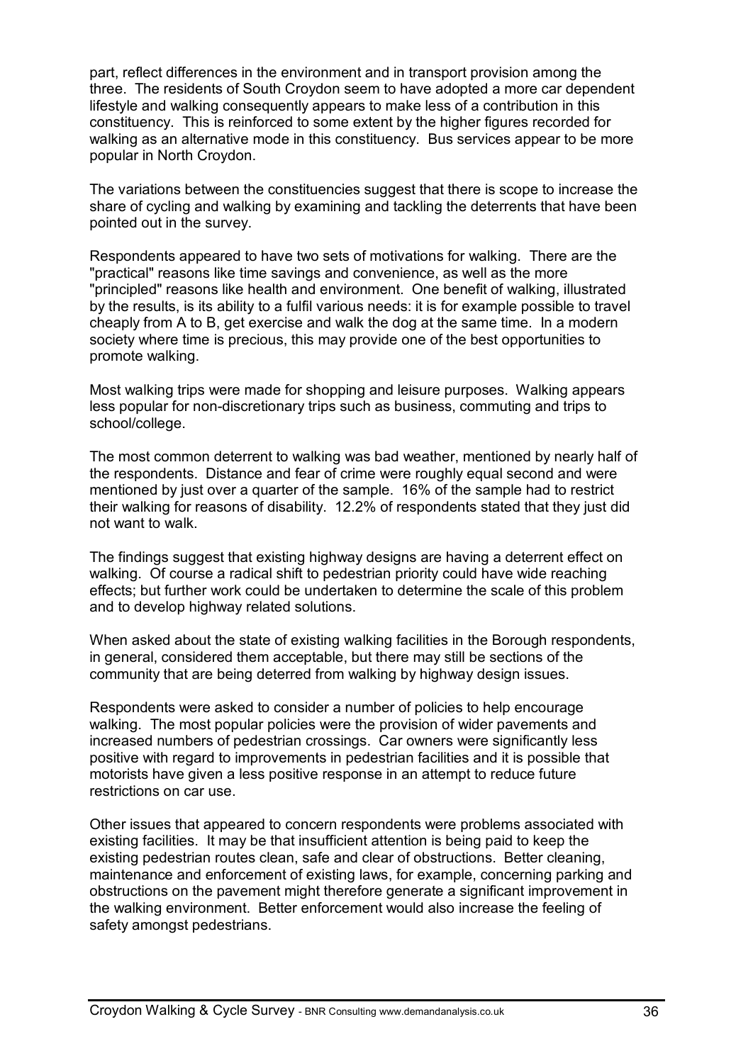part, reflect differences in the environment and in transport provision among the three. The residents of South Croydon seem to have adopted a more car dependent lifestyle and walking consequently appears to make less of a contribution in this constituency. This is reinforced to some extent by the higher figures recorded for walking as an alternative mode in this constituency. Bus services appear to be more popular in North Croydon.

The variations between the constituencies suggest that there is scope to increase the share of cycling and walking by examining and tackling the deterrents that have been pointed out in the survey.

Respondents appeared to have two sets of motivations for walking. There are the "practical" reasons like time savings and convenience, as well as the more "principled" reasons like health and environment. One benefit of walking, illustrated by the results, is its ability to a fulfil various needs: it is for example possible to travel cheaply from A to B, get exercise and walk the dog at the same time. In a modern society where time is precious, this may provide one of the best opportunities to promote walking.

Most walking trips were made for shopping and leisure purposes. Walking appears less popular for non-discretionary trips such as business, commuting and trips to school/college.

The most common deterrent to walking was bad weather, mentioned by nearly half of the respondents. Distance and fear of crime were roughly equal second and were mentioned by just over a quarter of the sample. 16% of the sample had to restrict their walking for reasons of disability. 12.2% of respondents stated that they just did not want to walk.

The findings suggest that existing highway designs are having a deterrent effect on walking. Of course a radical shift to pedestrian priority could have wide reaching effects; but further work could be undertaken to determine the scale of this problem and to develop highway related solutions.

When asked about the state of existing walking facilities in the Borough respondents, in general, considered them acceptable, but there may still be sections of the community that are being deterred from walking by highway design issues.

Respondents were asked to consider a number of policies to help encourage walking. The most popular policies were the provision of wider pavements and increased numbers of pedestrian crossings. Car owners were significantly less positive with regard to improvements in pedestrian facilities and it is possible that motorists have given a less positive response in an attempt to reduce future restrictions on car use.

Other issues that appeared to concern respondents were problems associated with existing facilities. It may be that insufficient attention is being paid to keep the existing pedestrian routes clean, safe and clear of obstructions. Better cleaning, maintenance and enforcement of existing laws, for example, concerning parking and obstructions on the pavement might therefore generate a significant improvement in the walking environment. Better enforcement would also increase the feeling of safety amongst pedestrians.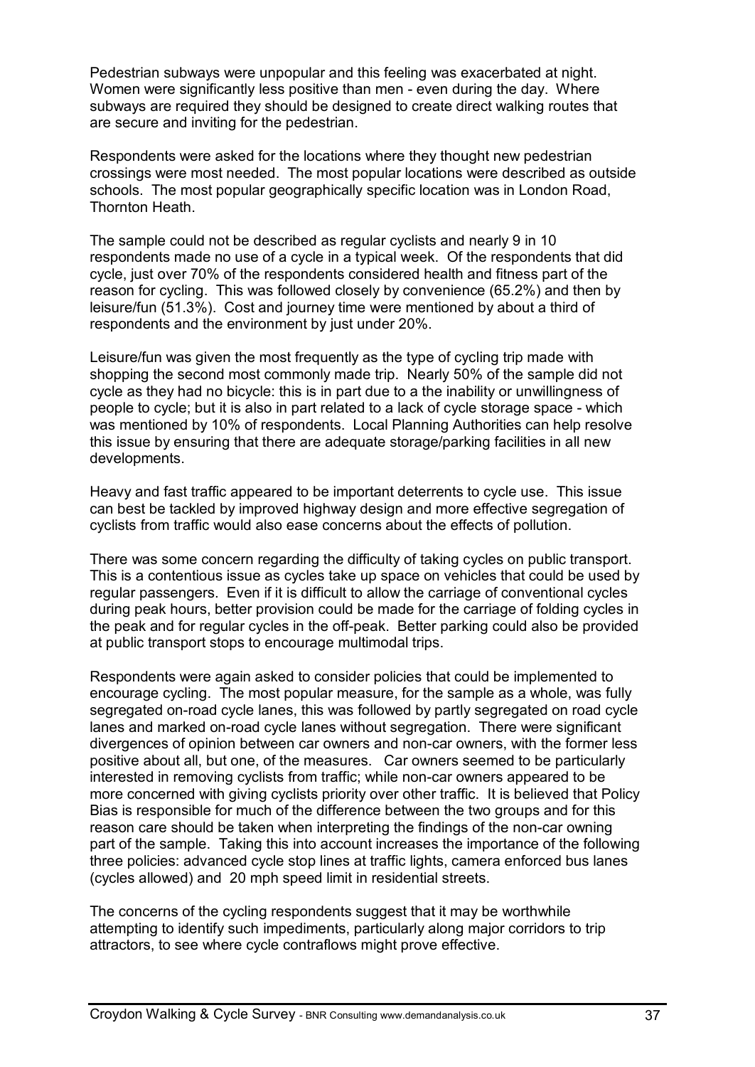Pedestrian subways were unpopular and this feeling was exacerbated at night. Women were significantly less positive than men - even during the day. Where subways are required they should be designed to create direct walking routes that are secure and inviting for the pedestrian.

Respondents were asked for the locations where they thought new pedestrian crossings were most needed. The most popular locations were described as outside schools. The most popular geographically specific location was in London Road, Thornton Heath.

The sample could not be described as regular cyclists and nearly 9 in 10 respondents made no use of a cycle in a typical week. Of the respondents that did cycle, just over 70% of the respondents considered health and fitness part of the reason for cycling. This was followed closely by convenience (65.2%) and then by leisure/fun (51.3%). Cost and journey time were mentioned by about a third of respondents and the environment by just under 20%.

Leisure/fun was given the most frequently as the type of cycling trip made with shopping the second most commonly made trip. Nearly 50% of the sample did not cycle as they had no bicycle: this is in part due to a the inability or unwillingness of people to cycle; but it is also in part related to a lack of cycle storage space - which was mentioned by 10% of respondents. Local Planning Authorities can help resolve this issue by ensuring that there are adequate storage/parking facilities in all new developments.

Heavy and fast traffic appeared to be important deterrents to cycle use. This issue can best be tackled by improved highway design and more effective segregation of cyclists from traffic would also ease concerns about the effects of pollution.

There was some concern regarding the difficulty of taking cycles on public transport. This is a contentious issue as cycles take up space on vehicles that could be used by regular passengers. Even if it is difficult to allow the carriage of conventional cycles during peak hours, better provision could be made for the carriage of folding cycles in the peak and for regular cycles in the off-peak. Better parking could also be provided at public transport stops to encourage multimodal trips.

Respondents were again asked to consider policies that could be implemented to encourage cycling. The most popular measure, for the sample as a whole, was fully segregated on-road cycle lanes, this was followed by partly segregated on road cycle lanes and marked on-road cycle lanes without segregation. There were significant divergences of opinion between car owners and non-car owners, with the former less positive about all, but one, of the measures. Car owners seemed to be particularly interested in removing cyclists from traffic; while non-car owners appeared to be more concerned with giving cyclists priority over other traffic. It is believed that Policy Bias is responsible for much of the difference between the two groups and for this reason care should be taken when interpreting the findings of the non-car owning part of the sample. Taking this into account increases the importance of the following three policies: advanced cycle stop lines at traffic lights, camera enforced bus lanes (cycles allowed) and 20 mph speed limit in residential streets.

The concerns of the cycling respondents suggest that it may be worthwhile attempting to identify such impediments, particularly along major corridors to trip attractors, to see where cycle contraflows might prove effective.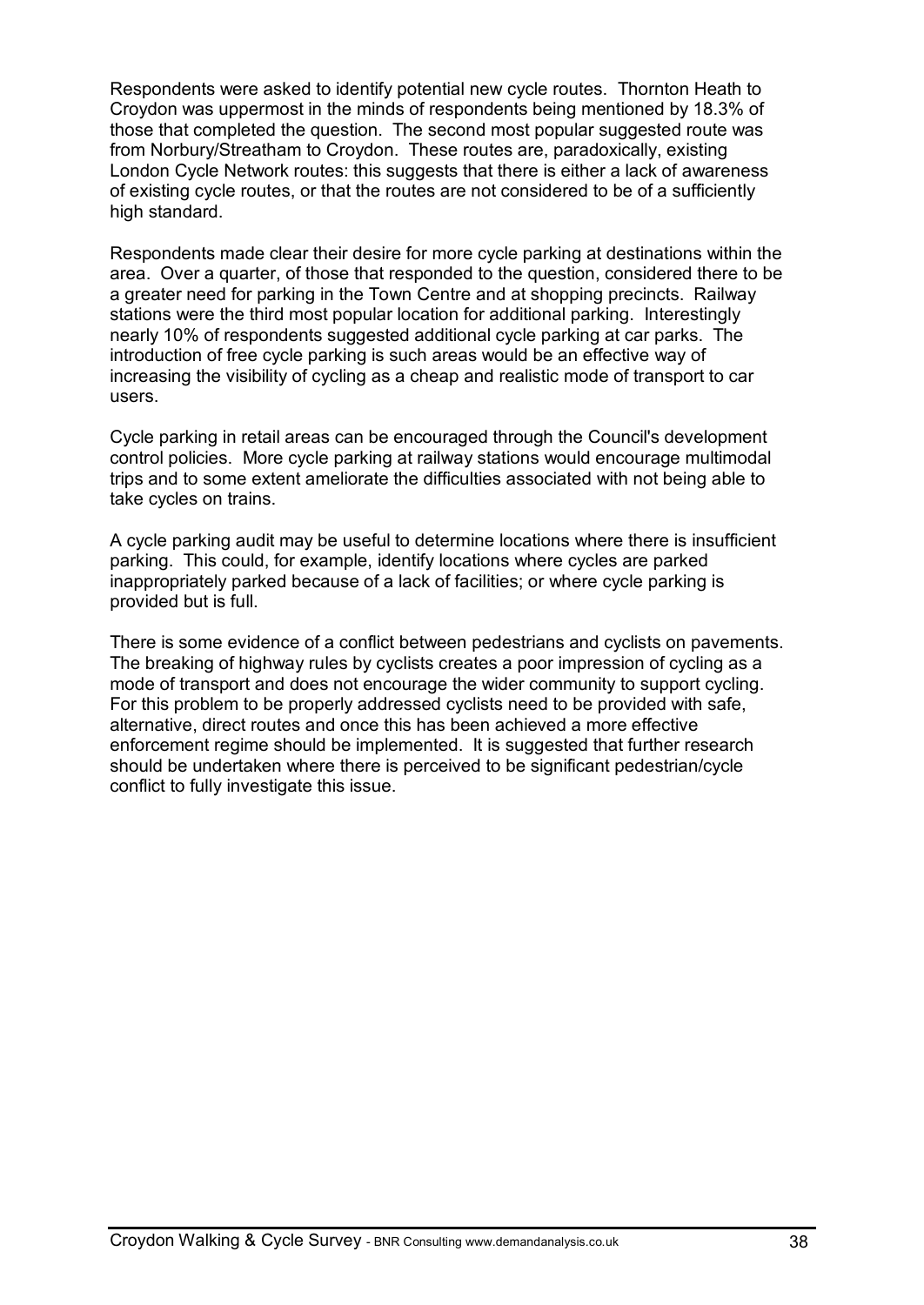Respondents were asked to identify potential new cycle routes. Thornton Heath to Croydon was uppermost in the minds of respondents being mentioned by 18.3% of those that completed the question. The second most popular suggested route was from Norbury/Streatham to Croydon. These routes are, paradoxically, existing London Cycle Network routes: this suggests that there is either a lack of awareness of existing cycle routes, or that the routes are not considered to be of a sufficiently high standard.

Respondents made clear their desire for more cycle parking at destinations within the area. Over a quarter, of those that responded to the question, considered there to be a greater need for parking in the Town Centre and at shopping precincts. Railway stations were the third most popular location for additional parking. Interestingly nearly 10% of respondents suggested additional cycle parking at car parks. The introduction of free cycle parking is such areas would be an effective way of increasing the visibility of cycling as a cheap and realistic mode of transport to car users.

Cycle parking in retail areas can be encouraged through the Council's development control policies. More cycle parking at railway stations would encourage multimodal trips and to some extent ameliorate the difficulties associated with not being able to take cycles on trains.

A cycle parking audit may be useful to determine locations where there is insufficient parking. This could, for example, identify locations where cycles are parked inappropriately parked because of a lack of facilities; or where cycle parking is provided but is full.

There is some evidence of a conflict between pedestrians and cyclists on pavements. The breaking of highway rules by cyclists creates a poor impression of cycling as a mode of transport and does not encourage the wider community to support cycling. For this problem to be properly addressed cyclists need to be provided with safe, alternative, direct routes and once this has been achieved a more effective enforcement regime should be implemented. It is suggested that further research should be undertaken where there is perceived to be significant pedestrian/cycle conflict to fully investigate this issue.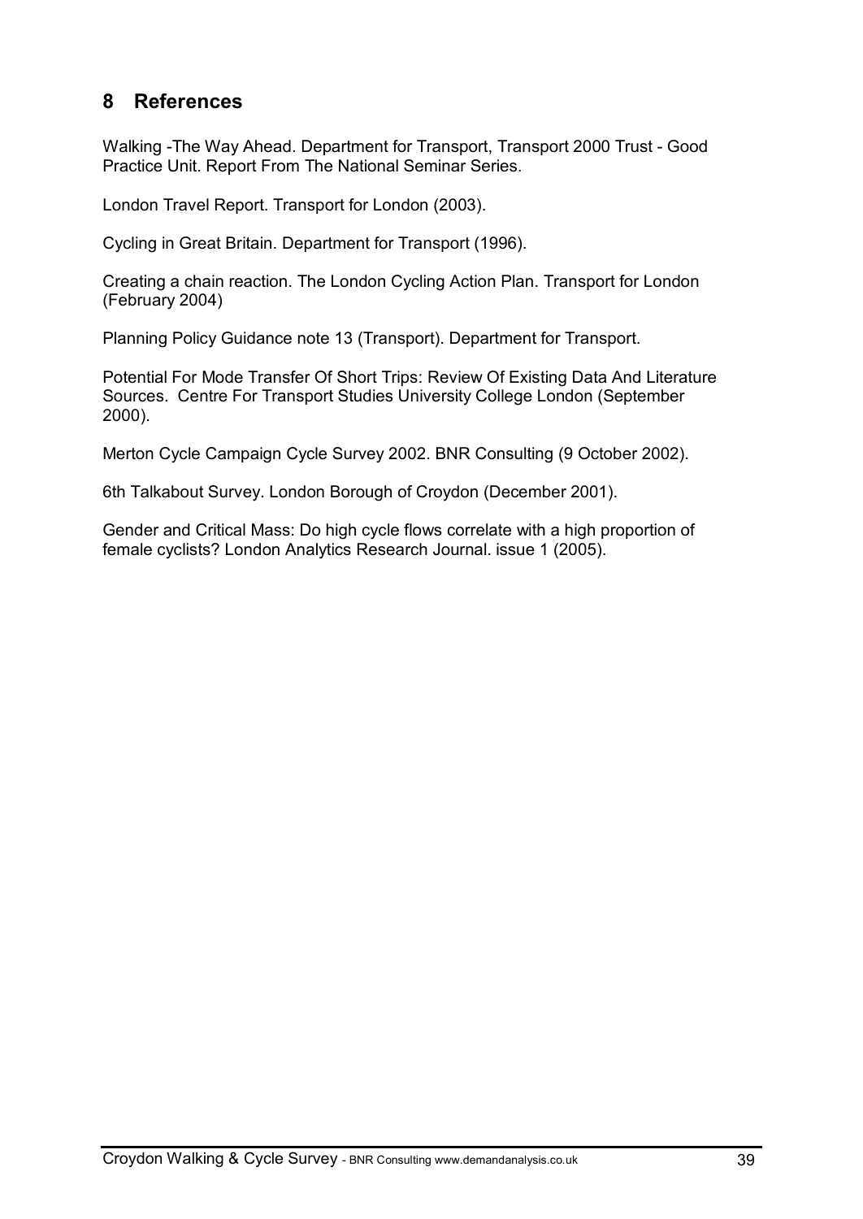## 8 References

Walking -The Way Ahead. Department for Transport, Transport 2000 Trust - Good Practice Unit. Report From The National Seminar Series.

London Travel Report. Transport for London (2003).

Cycling in Great Britain. Department for Transport (1996).

Creating a chain reaction. The London Cycling Action Plan. Transport for London (February 2004)

Planning Policy Guidance note 13 (Transport). Department for Transport.

Potential For Mode Transfer Of Short Trips: Review Of Existing Data And Literature Sources. Centre For Transport Studies University College London (September 2000).

Merton Cycle Campaign Cycle Survey 2002. BNR Consulting (9 October 2002).

6th Talkabout Survey. London Borough of Croydon (December 2001).

Gender and Critical Mass: Do high cycle flows correlate with a high proportion of female cyclists? London Analytics Research Journal. issue 1 (2005).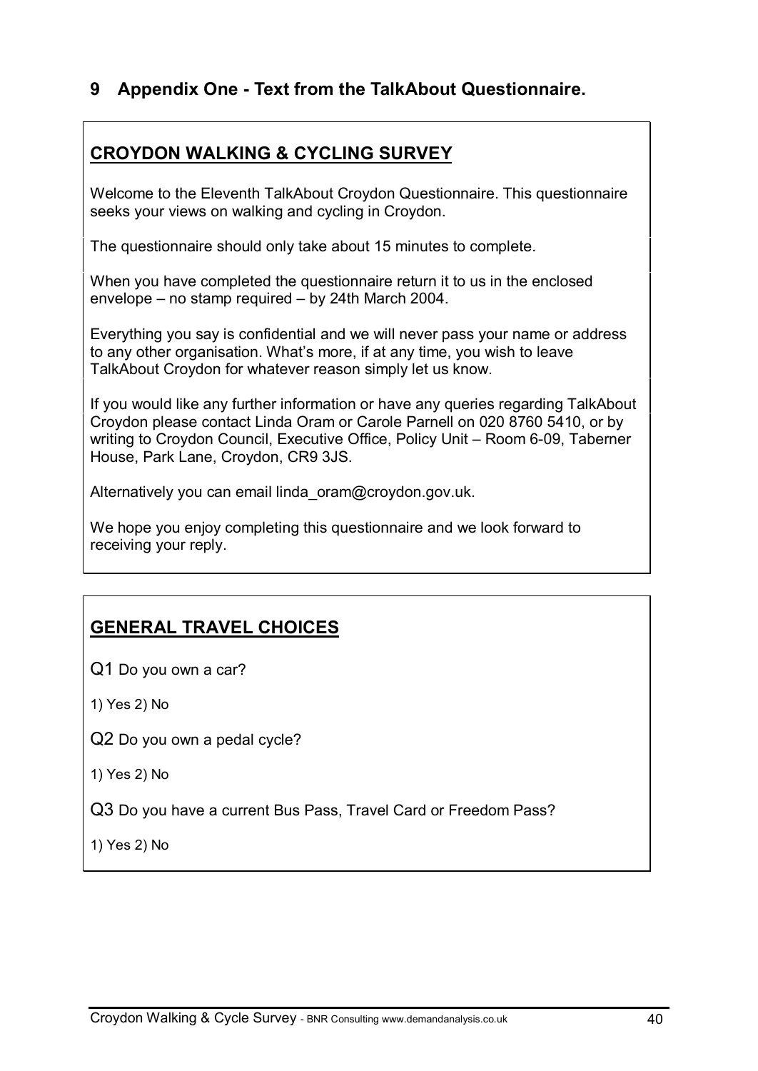## 9 Appendix One - Text from the TalkAbout Questionnaire.

### CROYDON WALKING & CYCLING SURVEY

Welcome to the Eleventh TalkAbout Croydon Questionnaire. This questionnaire seeks your views on walking and cycling in Croydon.

The questionnaire should only take about 15 minutes to complete.

When you have completed the questionnaire return it to us in the enclosed envelope – no stamp required – by 24th March 2004.

Everything you say is confidential and we will never pass your name or address to any other organisation. What's more, if at any time, you wish to leave TalkAbout Croydon for whatever reason simply let us know.

If you would like any further information or have any queries regarding TalkAbout Croydon please contact Linda Oram or Carole Parnell on 020 8760 5410, or by writing to Croydon Council, Executive Office, Policy Unit – Room 6-09, Taberner House, Park Lane, Croydon, CR9 3JS.

Alternatively you can email linda_oram@croydon.gov.uk.

We hope you enjoy completing this questionnaire and we look forward to receiving your reply.

### GENERAL TRAVEL CHOICES

Q1 Do you own a car?

1) Yes 2) No

Q2 Do you own a pedal cycle?

1) Yes 2) No

Q3 Do you have a current Bus Pass, Travel Card or Freedom Pass?

1) Yes 2) No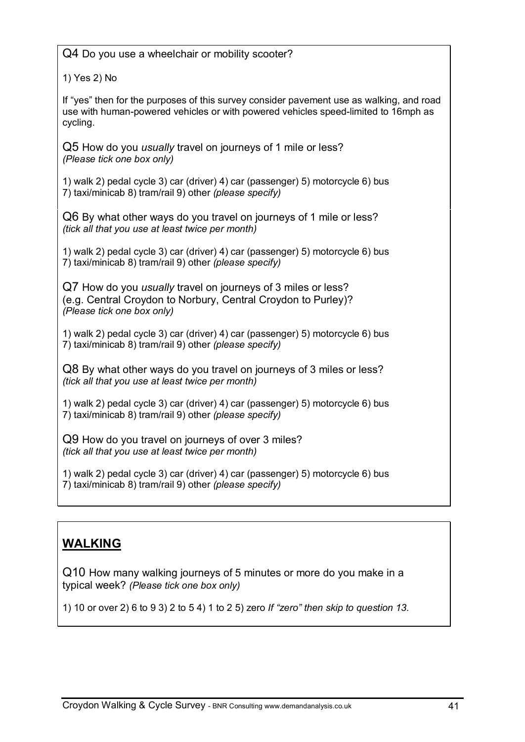Q4 Do you use a wheelchair or mobility scooter?

1) Yes 2) No

If "yes" then for the purposes of this survey consider pavement use as walking, and road use with human-powered vehicles or with powered vehicles speed-limited to 16mph as cycling.

Q5 How do you *usually* travel on journeys of 1 mile or less?
*(Please tick one box only)*

1) walk 2) pedal cycle 3) car (driver) 4) car (passenger) 5) motorcycle 6) bus
7) taxi/minicab 8) tram/rail 9) other *(please specify)*

Q6 By what other ways do you travel on journeys of 1 mile or less?
*(tick all that you use at least twice per month)*

1) walk 2) pedal cycle 3) car (driver) 4) car (passenger) 5) motorcycle 6) bus
7) taxi/minicab 8) tram/rail 9) other *(please specify)*

Q7 How do you *usually* travel on journeys of 3 miles or less?
(e.g. Central Croydon to Norbury, Central Croydon to Purley)?
*(Please tick one box only)*

1) walk 2) pedal cycle 3) car (driver) 4) car (passenger) 5) motorcycle 6) bus
7) taxi/minicab 8) tram/rail 9) other *(please specify)*

Q8 By what other ways do you travel on journeys of 3 miles or less?
*(tick all that you use at least twice per month)*

1) walk 2) pedal cycle 3) car (driver) 4) car (passenger) 5) motorcycle 6) bus
7) taxi/minicab 8) tram/rail 9) other *(please specify)*

Q9 How do you travel on journeys of over 3 miles?
*(tick all that you use at least twice per month)*

1) walk 2) pedal cycle 3) car (driver) 4) car (passenger) 5) motorcycle 6) bus
7) taxi/minicab 8) tram/rail 9) other *(please specify)*

## **WALKING**

Q10 How many walking journeys of 5 minutes or more do you make in a typical week? *(Please tick one box only)*

1) 10 or over 2) 6 to 9 3) 2 to 5 4) 1 to 2 5) zero *If "zero" then skip to question 13.*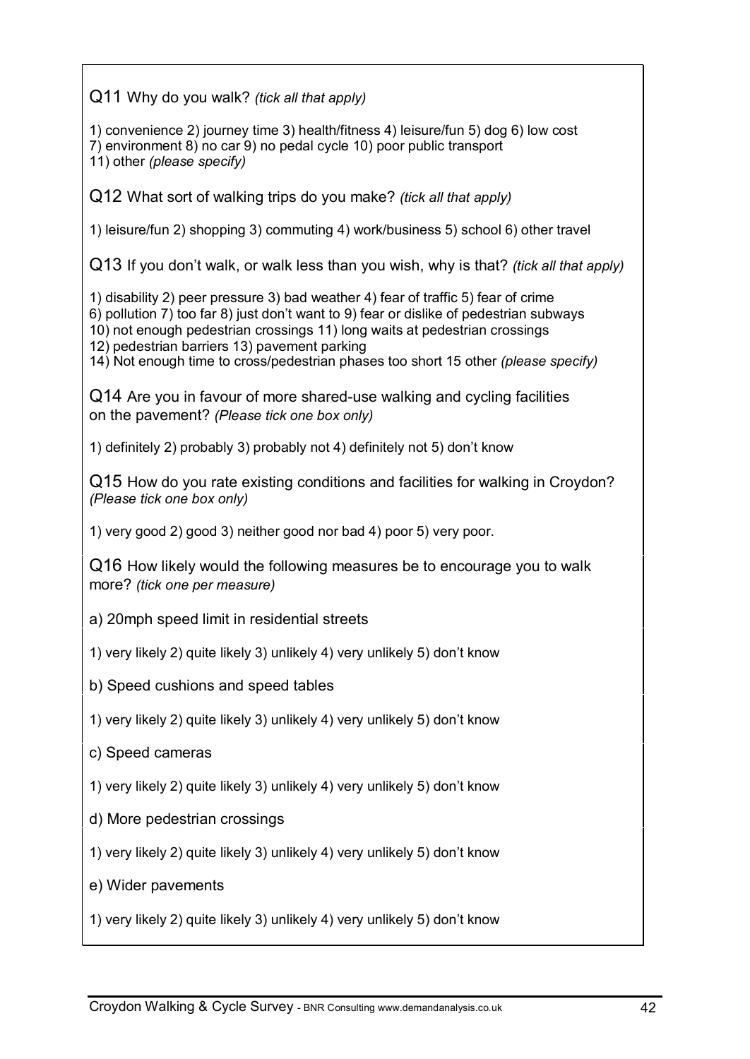Q11 Why do you walk? *(tick all that apply)*

1) convenience 2) journey time 3) health/fitness 4) leisure/fun 5) dog 6) low cost
7) environment 8) no car 9) no pedal cycle 10) poor public transport
11) other *(please specify)*

Q12 What sort of walking trips do you make? *(tick all that apply)*

1) leisure/fun 2) shopping 3) commuting 4) work/business 5) school 6) other travel

Q13 If you don't walk, or walk less than you wish, why is that? *(tick all that apply)*

1) disability 2) peer pressure 3) bad weather 4) fear of traffic 5) fear of crime
6) pollution 7) too far 8) just don't want to 9) fear or dislike of pedestrian subways
10) not enough pedestrian crossings 11) long waits at pedestrian crossings
12) pedestrian barriers 13) pavement parking
14) Not enough time to cross/pedestrian phases too short 15 other *(please specify)*

Q14 Are you in favour of more shared-use walking and cycling facilities on the pavement? *(Please tick one box only)*

1) definitely 2) probably 3) probably not 4) definitely not 5) don't know

Q15 How do you rate existing conditions and facilities for walking in Croydon? *(Please tick one box only)*

1) very good 2) good 3) neither good nor bad 4) poor 5) very poor.

Q16 How likely would the following measures be to encourage you to walk more? *(tick one per measure)*

a) 20mph speed limit in residential streets

1) very likely 2) quite likely 3) unlikely 4) very unlikely 5) don't know

b) Speed cushions and speed tables

1) very likely 2) quite likely 3) unlikely 4) very unlikely 5) don't know

c) Speed cameras

1) very likely 2) quite likely 3) unlikely 4) very unlikely 5) don't know

d) More pedestrian crossings

1) very likely 2) quite likely 3) unlikely 4) very unlikely 5) don't know

e) Wider pavements

1) very likely 2) quite likely 3) unlikely 4) very unlikely 5) don't know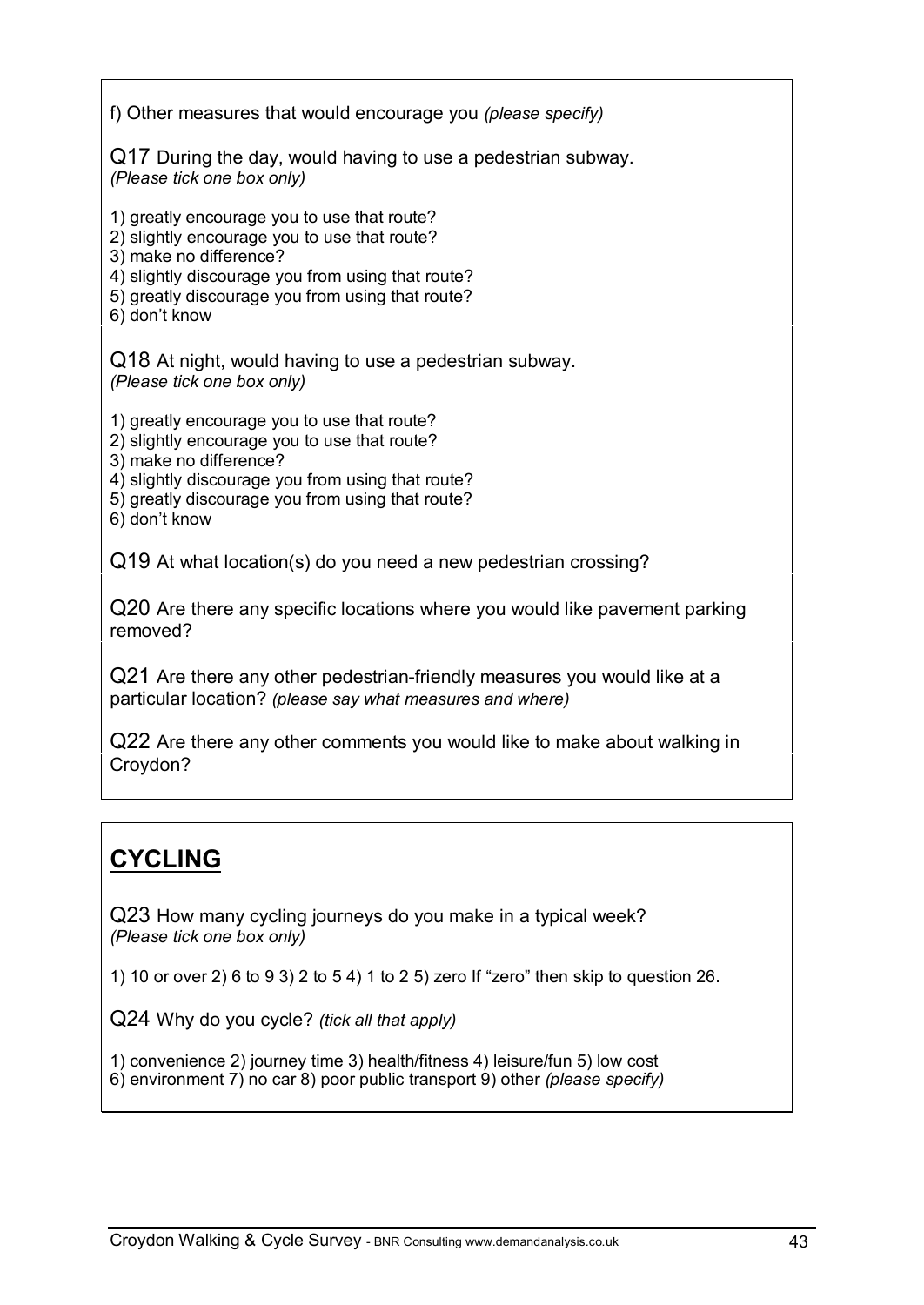f) Other measures that would encourage you *(please specify)*

Q17 During the day, would having to use a pedestrian subway.
*(Please tick one box only)*

1) greatly encourage you to use that route?
2) slightly encourage you to use that route?
3) make no difference?
4) slightly discourage you from using that route?
5) greatly discourage you from using that route?
6) don't know

Q18 At night, would having to use a pedestrian subway.
*(Please tick one box only)*

1) greatly encourage you to use that route?
2) slightly encourage you to use that route?
3) make no difference?
4) slightly discourage you from using that route?
5) greatly discourage you from using that route?
6) don't know

Q19 At what location(s) do you need a new pedestrian crossing?

Q20 Are there any specific locations where you would like pavement parking removed?

Q21 Are there any other pedestrian-friendly measures you would like at a particular location? *(please say what measures and where)*

Q22 Are there any other comments you would like to make about walking in Croydon?

## CYCLING

Q23 How many cycling journeys do you make in a typical week?
*(Please tick one box only)*

1) 10 or over 2) 6 to 9 3) 2 to 5 4) 1 to 2 5) zero If "zero" then skip to question 26.

Q24 Why do you cycle? *(tick all that apply)*

1) convenience 2) journey time 3) health/fitness 4) leisure/fun 5) low cost
6) environment 7) no car 8) poor public transport 9) other *(please specify)*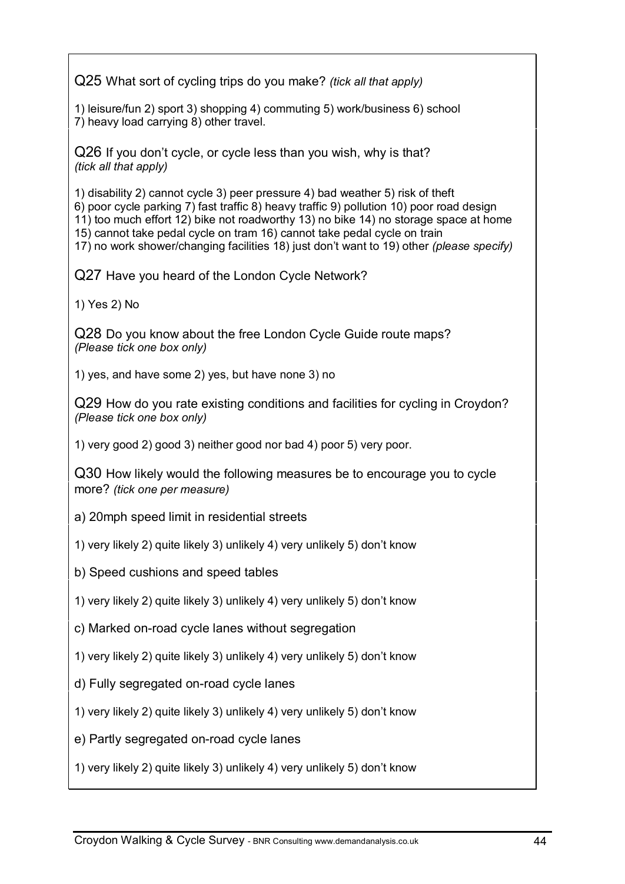Q25 What sort of cycling trips do you make? *(tick all that apply)*

1) leisure/fun 2) sport 3) shopping 4) commuting 5) work/business 6) school
7) heavy load carrying 8) other travel.

Q26 If you don't cycle, or cycle less than you wish, why is that?
*(tick all that apply)*

1) disability 2) cannot cycle 3) peer pressure 4) bad weather 5) risk of theft
6) poor cycle parking 7) fast traffic 8) heavy traffic 9) pollution 10) poor road design
11) too much effort 12) bike not roadworthy 13) no bike 14) no storage space at home
15) cannot take pedal cycle on tram 16) cannot take pedal cycle on train
17) no work shower/changing facilities 18) just don't want to 19) other *(please specify)*

Q27 Have you heard of the London Cycle Network?

1) Yes 2) No

Q28 Do you know about the free London Cycle Guide route maps?
*(Please tick one box only)*

1) yes, and have some 2) yes, but have none 3) no

Q29 How do you rate existing conditions and facilities for cycling in Croydon?
*(Please tick one box only)*

1) very good 2) good 3) neither good nor bad 4) poor 5) very poor.

Q30 How likely would the following measures be to encourage you to cycle more? *(tick one per measure)*

a) 20mph speed limit in residential streets

1) very likely 2) quite likely 3) unlikely 4) very unlikely 5) don't know

b) Speed cushions and speed tables

1) very likely 2) quite likely 3) unlikely 4) very unlikely 5) don't know

c) Marked on-road cycle lanes without segregation

1) very likely 2) quite likely 3) unlikely 4) very unlikely 5) don't know

d) Fully segregated on-road cycle lanes

1) very likely 2) quite likely 3) unlikely 4) very unlikely 5) don't know

e) Partly segregated on-road cycle lanes

1) very likely 2) quite likely 3) unlikely 4) very unlikely 5) don't know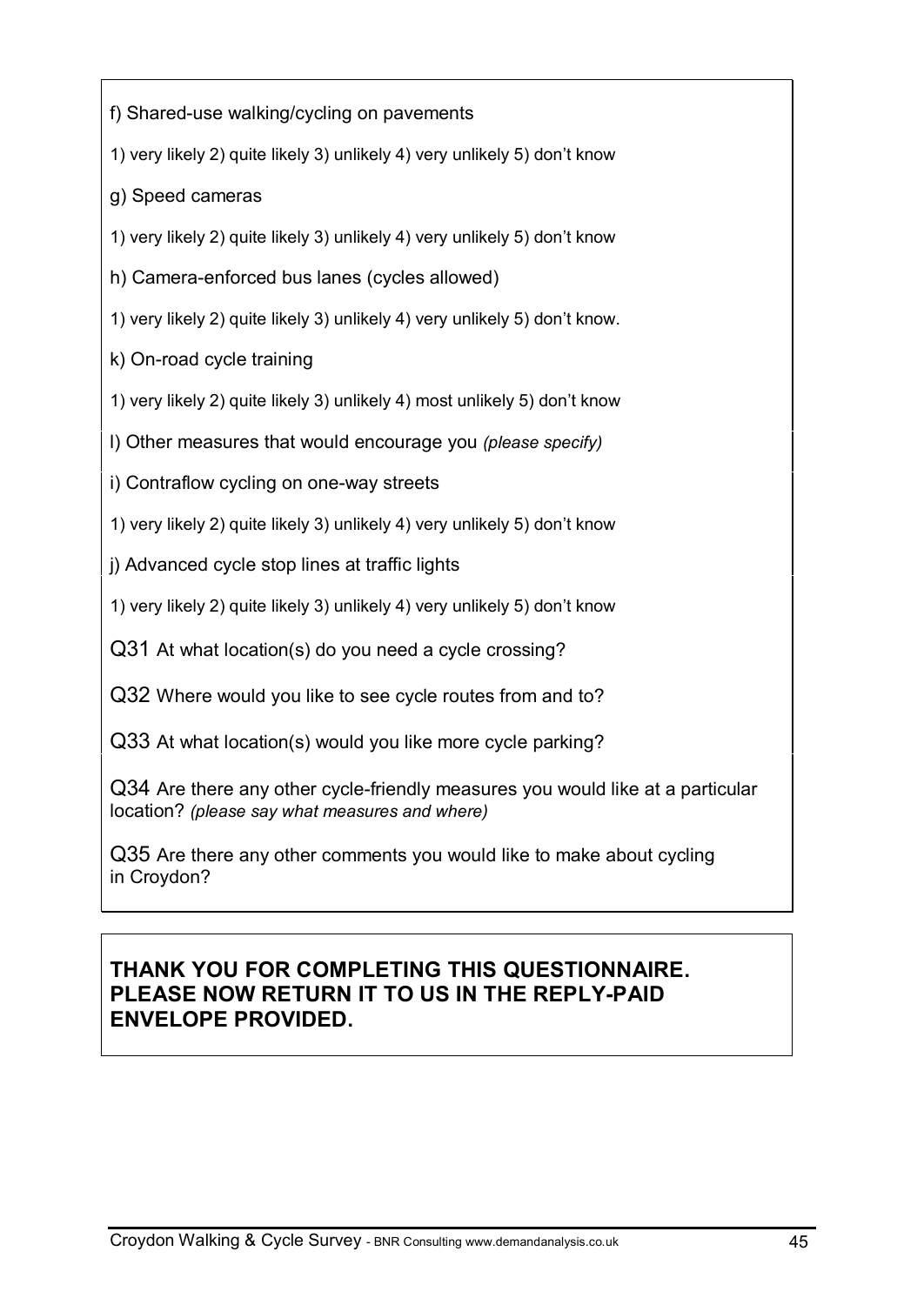f) Shared-use walking/cycling on pavements

1) very likely 2) quite likely 3) unlikely 4) very unlikely 5) don't know

g) Speed cameras

1) very likely 2) quite likely 3) unlikely 4) very unlikely 5) don't know

h) Camera-enforced bus lanes (cycles allowed)

1) very likely 2) quite likely 3) unlikely 4) very unlikely 5) don't know.

k) On-road cycle training

1) very likely 2) quite likely 3) unlikely 4) most unlikely 5) don't know

l) Other measures that would encourage you *(please specify)*

i) Contraflow cycling on one-way streets

1) very likely 2) quite likely 3) unlikely 4) very unlikely 5) don't know

j) Advanced cycle stop lines at traffic lights

1) very likely 2) quite likely 3) unlikely 4) very unlikely 5) don't know

Q31 At what location(s) do you need a cycle crossing?

Q32 Where would you like to see cycle routes from and to?

Q33 At what location(s) would you like more cycle parking?

Q34 Are there any other cycle-friendly measures you would like at a particular location? *(please say what measures and where)*

Q35 Are there any other comments you would like to make about cycling in Croydon?

**THANK YOU FOR COMPLETING THIS QUESTIONNAIRE. PLEASE NOW RETURN IT TO US IN THE REPLY-PAID ENVELOPE PROVIDED.**